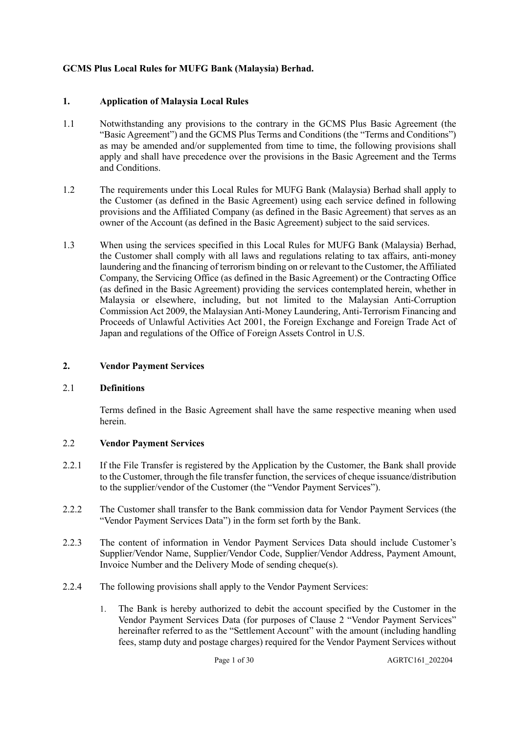**GCMS Plus Local Rules for MUFG Bank (Malaysia) Berhad.**

## 1. Application of Malaysia Local Rules

1.1 Notwithstanding any provisions to the contrary in the GCMS Plus Basic Agreement (the "Basic Agreement") and the GCMS Plus Terms and Conditions (the "Terms and Conditions") as may be amended and/or supplemented from time to time, the following provisions shall apply and shall have precedence over the provisions in the Basic Agreement and the Terms and Conditions.

1.2 The requirements under this Local Rules for MUFG Bank (Malaysia) Berhad shall apply to the Customer (as defined in the Basic Agreement) using each service defined in following provisions and the Affiliated Company (as defined in the Basic Agreement) that serves as an owner of the Account (as defined in the Basic Agreement) subject to the said services.

1.3 When using the services specified in this Local Rules for MUFG Bank (Malaysia) Berhad, the Customer shall comply with all laws and regulations relating to tax affairs, anti-money laundering and the financing of terrorism binding on or relevant to the Customer, the Affiliated Company, the Servicing Office (as defined in the Basic Agreement) or the Contracting Office (as defined in the Basic Agreement) providing the services contemplated herein, whether in Malaysia or elsewhere, including, but not limited to the Malaysian Anti-Corruption Commission Act 2009, the Malaysian Anti-Money Laundering, Anti-Terrorism Financing and Proceeds of Unlawful Activities Act 2001, the Foreign Exchange and Foreign Trade Act of Japan and regulations of the Office of Foreign Assets Control in U.S.

## 2. Vendor Payment Services

### 2.1 Definitions

Terms defined in the Basic Agreement shall have the same respective meaning when used herein.

### 2.2 Vendor Payment Services

2.2.1 If the File Transfer is registered by the Application by the Customer, the Bank shall provide to the Customer, through the file transfer function, the services of cheque issuance/distribution to the supplier/vendor of the Customer (the "Vendor Payment Services").

2.2.2 The Customer shall transfer to the Bank commission data for Vendor Payment Services (the "Vendor Payment Services Data") in the form set forth by the Bank.

2.2.3 The content of information in Vendor Payment Services Data should include Customer's Supplier/Vendor Name, Supplier/Vendor Code, Supplier/Vendor Address, Payment Amount, Invoice Number and the Delivery Mode of sending cheque(s).

2.2.4 The following provisions shall apply to the Vendor Payment Services:

1. The Bank is hereby authorized to debit the account specified by the Customer in the Vendor Payment Services Data (for purposes of Clause 2 "Vendor Payment Services" hereinafter referred to as the "Settlement Account" with the amount (including handling fees, stamp duty and postage charges) required for the Vendor Payment Services without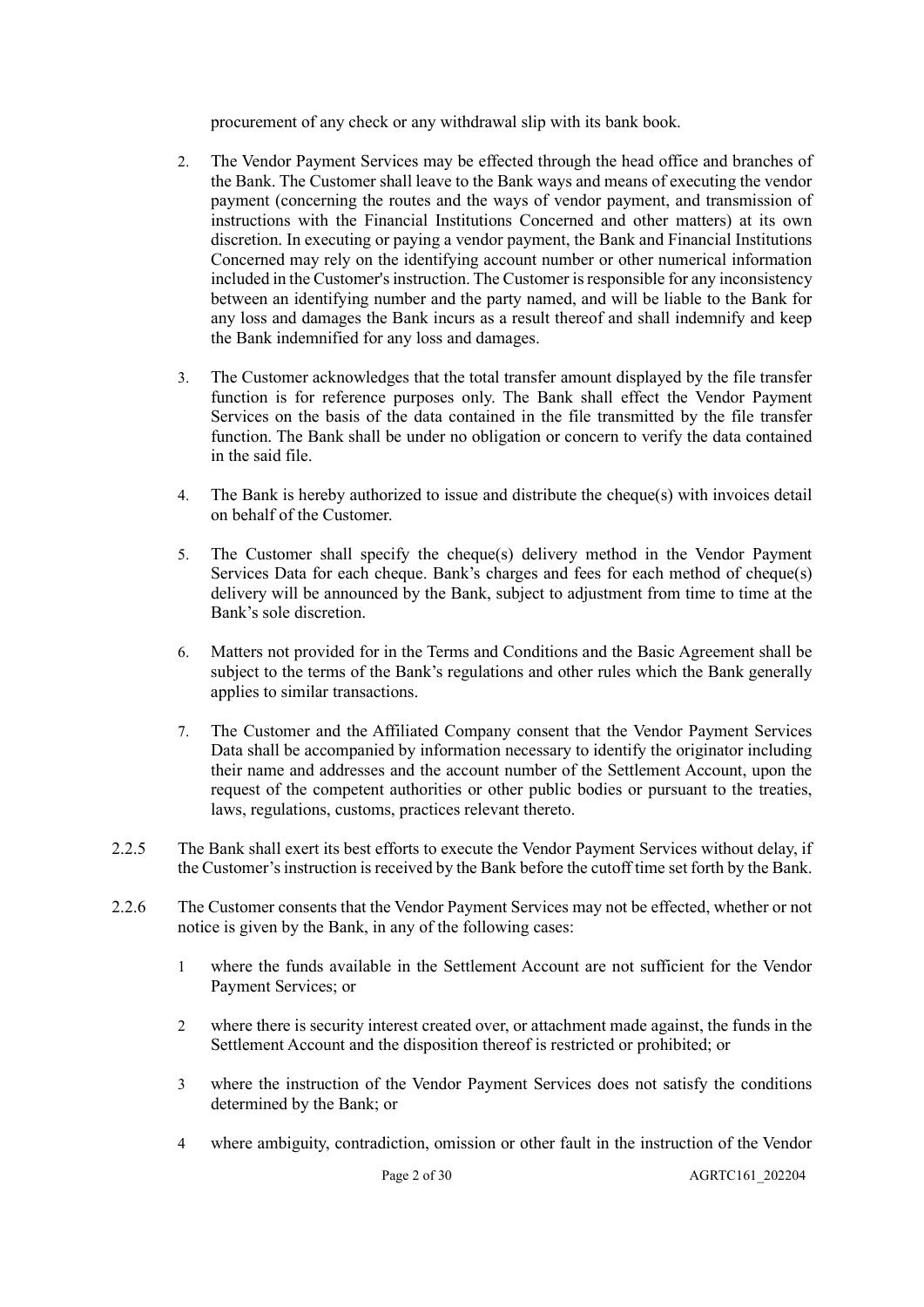procurement of any check or any withdrawal slip with its bank book.

2. The Vendor Payment Services may be effected through the head office and branches of the Bank. The Customer shall leave to the Bank ways and means of executing the vendor payment (concerning the routes and the ways of vendor payment, and transmission of instructions with the Financial Institutions Concerned and other matters) at its own discretion. In executing or paying a vendor payment, the Bank and Financial Institutions Concerned may rely on the identifying account number or other numerical information included in the Customer's instruction. The Customer is responsible for any inconsistency between an identifying number and the party named, and will be liable to the Bank for any loss and damages the Bank incurs as a result thereof and shall indemnify and keep the Bank indemnified for any loss and damages.

3. The Customer acknowledges that the total transfer amount displayed by the file transfer function is for reference purposes only. The Bank shall effect the Vendor Payment Services on the basis of the data contained in the file transmitted by the file transfer function. The Bank shall be under no obligation or concern to verify the data contained in the said file.

4. The Bank is hereby authorized to issue and distribute the cheque(s) with invoices detail on behalf of the Customer.

5. The Customer shall specify the cheque(s) delivery method in the Vendor Payment Services Data for each cheque. Bank's charges and fees for each method of cheque(s) delivery will be announced by the Bank, subject to adjustment from time to time at the Bank's sole discretion.

6. Matters not provided for in the Terms and Conditions and the Basic Agreement shall be subject to the terms of the Bank's regulations and other rules which the Bank generally applies to similar transactions.

7. The Customer and the Affiliated Company consent that the Vendor Payment Services Data shall be accompanied by information necessary to identify the originator including their name and addresses and the account number of the Settlement Account, upon the request of the competent authorities or other public bodies or pursuant to the treaties, laws, regulations, customs, practices relevant thereto.

2.2.5 The Bank shall exert its best efforts to execute the Vendor Payment Services without delay, if the Customer's instruction is received by the Bank before the cutoff time set forth by the Bank.

2.2.6 The Customer consents that the Vendor Payment Services may not be effected, whether or not notice is given by the Bank, in any of the following cases:

1 where the funds available in the Settlement Account are not sufficient for the Vendor Payment Services; or

2 where there is security interest created over, or attachment made against, the funds in the Settlement Account and the disposition thereof is restricted or prohibited; or

3 where the instruction of the Vendor Payment Services does not satisfy the conditions determined by the Bank; or

4 where ambiguity, contradiction, omission or other fault in the instruction of the Vendor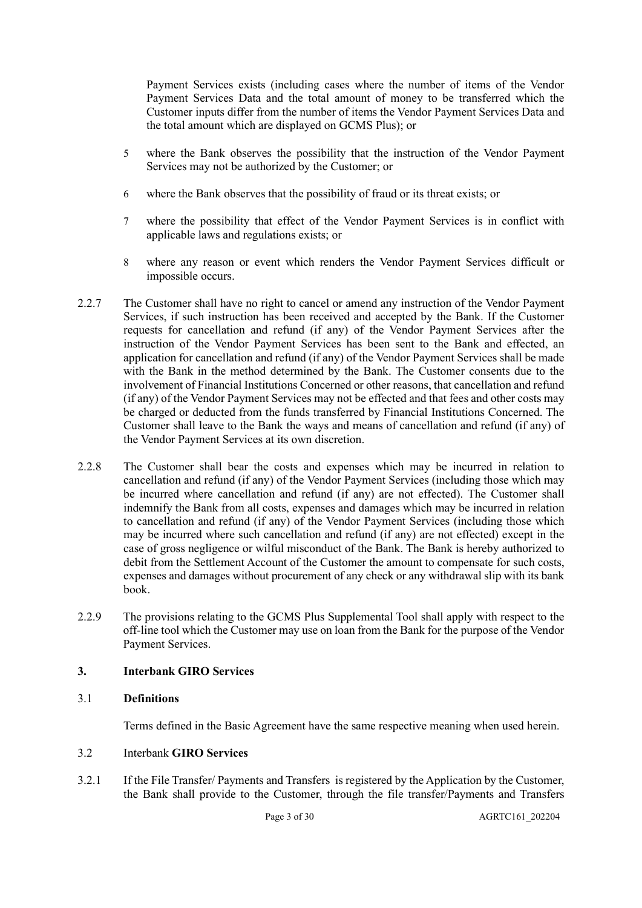Payment Services exists (including cases where the number of items of the Vendor Payment Services Data and the total amount of money to be transferred which the Customer inputs differ from the number of items the Vendor Payment Services Data and the total amount which are displayed on GCMS Plus); or

5 where the Bank observes the possibility that the instruction of the Vendor Payment Services may not be authorized by the Customer; or

6 where the Bank observes that the possibility of fraud or its threat exists; or

7 where the possibility that effect of the Vendor Payment Services is in conflict with applicable laws and regulations exists; or

8 where any reason or event which renders the Vendor Payment Services difficult or impossible occurs.

2.2.7 The Customer shall have no right to cancel or amend any instruction of the Vendor Payment Services, if such instruction has been received and accepted by the Bank. If the Customer requests for cancellation and refund (if any) of the Vendor Payment Services after the instruction of the Vendor Payment Services has been sent to the Bank and effected, an application for cancellation and refund (if any) of the Vendor Payment Services shall be made with the Bank in the method determined by the Bank. The Customer consents due to the involvement of Financial Institutions Concerned or other reasons, that cancellation and refund (if any) of the Vendor Payment Services may not be effected and that fees and other costs may be charged or deducted from the funds transferred by Financial Institutions Concerned. The Customer shall leave to the Bank the ways and means of cancellation and refund (if any) of the Vendor Payment Services at its own discretion.

2.2.8 The Customer shall bear the costs and expenses which may be incurred in relation to cancellation and refund (if any) of the Vendor Payment Services (including those which may be incurred where cancellation and refund (if any) are not effected). The Customer shall indemnify the Bank from all costs, expenses and damages which may be incurred in relation to cancellation and refund (if any) of the Vendor Payment Services (including those which may be incurred where such cancellation and refund (if any) are not effected) except in the case of gross negligence or wilful misconduct of the Bank. The Bank is hereby authorized to debit from the Settlement Account of the Customer the amount to compensate for such costs, expenses and damages without procurement of any check or any withdrawal slip with its bank book.

2.2.9 The provisions relating to the GCMS Plus Supplemental Tool shall apply with respect to the off-line tool which the Customer may use on loan from the Bank for the purpose of the Vendor Payment Services.

## 3. Interbank GIRO Services

### 3.1 Definitions

Terms defined in the Basic Agreement have the same respective meaning when used herein.

### 3.2 Interbank **GIRO Services**

3.2.1 If the File Transfer/ Payments and Transfers is registered by the Application by the Customer, the Bank shall provide to the Customer, through the file transfer/Payments and Transfers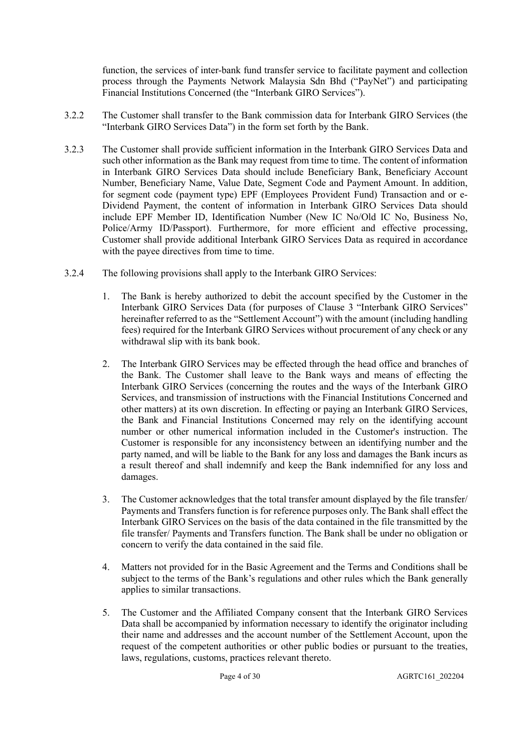function, the services of inter-bank fund transfer service to facilitate payment and collection process through the Payments Network Malaysia Sdn Bhd ("PayNet") and participating Financial Institutions Concerned (the "Interbank GIRO Services").

3.2.2 The Customer shall transfer to the Bank commission data for Interbank GIRO Services (the "Interbank GIRO Services Data") in the form set forth by the Bank.

3.2.3 The Customer shall provide sufficient information in the Interbank GIRO Services Data and such other information as the Bank may request from time to time. The content of information in Interbank GIRO Services Data should include Beneficiary Bank, Beneficiary Account Number, Beneficiary Name, Value Date, Segment Code and Payment Amount. In addition, for segment code (payment type) EPF (Employees Provident Fund) Transaction and or e-Dividend Payment, the content of information in Interbank GIRO Services Data should include EPF Member ID, Identification Number (New IC No/Old IC No, Business No, Police/Army ID/Passport). Furthermore, for more efficient and effective processing, Customer shall provide additional Interbank GIRO Services Data as required in accordance with the payee directives from time to time.

3.2.4 The following provisions shall apply to the Interbank GIRO Services:

1. The Bank is hereby authorized to debit the account specified by the Customer in the Interbank GIRO Services Data (for purposes of Clause 3 "Interbank GIRO Services" hereinafter referred to as the "Settlement Account") with the amount (including handling fees) required for the Interbank GIRO Services without procurement of any check or any withdrawal slip with its bank book.

2. The Interbank GIRO Services may be effected through the head office and branches of the Bank. The Customer shall leave to the Bank ways and means of effecting the Interbank GIRO Services (concerning the routes and the ways of the Interbank GIRO Services, and transmission of instructions with the Financial Institutions Concerned and other matters) at its own discretion. In effecting or paying an Interbank GIRO Services, the Bank and Financial Institutions Concerned may rely on the identifying account number or other numerical information included in the Customer's instruction. The Customer is responsible for any inconsistency between an identifying number and the party named, and will be liable to the Bank for any loss and damages the Bank incurs as a result thereof and shall indemnify and keep the Bank indemnified for any loss and damages.

3. The Customer acknowledges that the total transfer amount displayed by the file transfer/ Payments and Transfers function is for reference purposes only. The Bank shall effect the Interbank GIRO Services on the basis of the data contained in the file transmitted by the file transfer/ Payments and Transfers function. The Bank shall be under no obligation or concern to verify the data contained in the said file.

4. Matters not provided for in the Basic Agreement and the Terms and Conditions shall be subject to the terms of the Bank's regulations and other rules which the Bank generally applies to similar transactions.

5. The Customer and the Affiliated Company consent that the Interbank GIRO Services Data shall be accompanied by information necessary to identify the originator including their name and addresses and the account number of the Settlement Account, upon the request of the competent authorities or other public bodies or pursuant to the treaties, laws, regulations, customs, practices relevant thereto.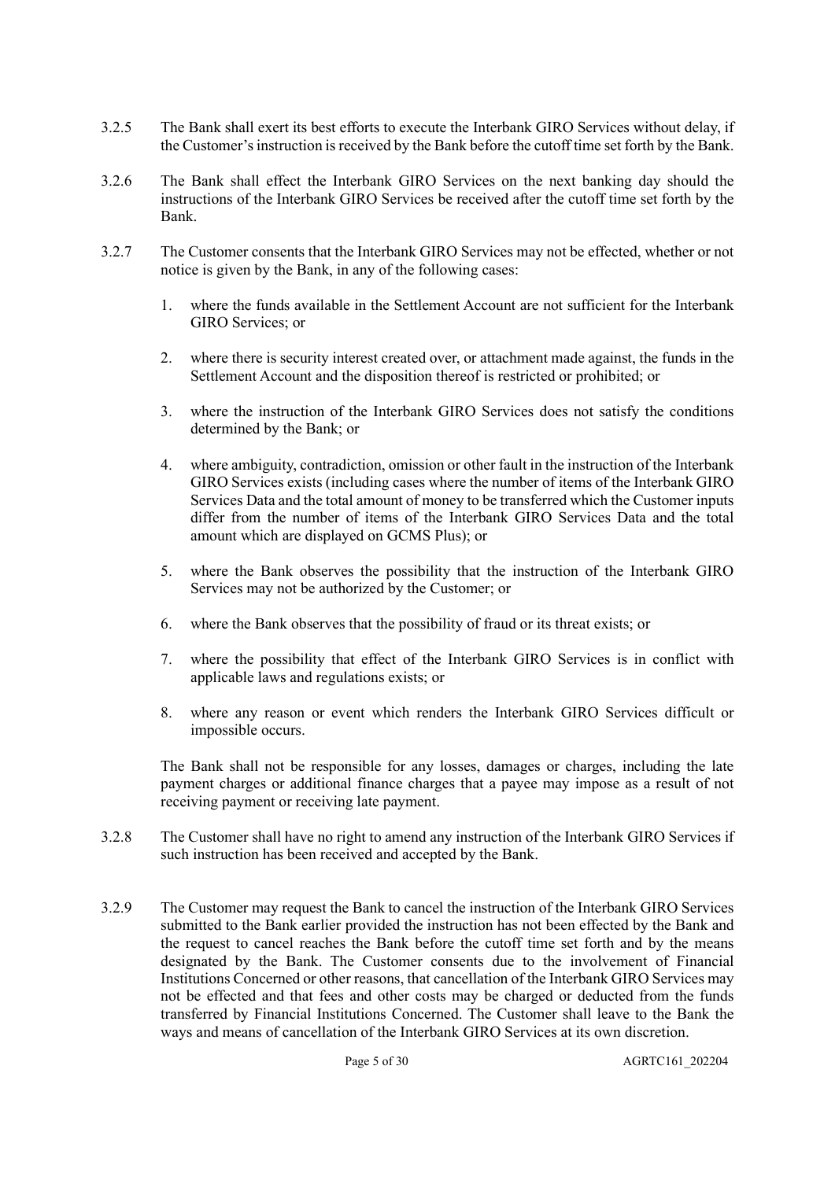3.2.5 The Bank shall exert its best efforts to execute the Interbank GIRO Services without delay, if the Customer's instruction is received by the Bank before the cutoff time set forth by the Bank.

3.2.6 The Bank shall effect the Interbank GIRO Services on the next banking day should the instructions of the Interbank GIRO Services be received after the cutoff time set forth by the Bank.

3.2.7 The Customer consents that the Interbank GIRO Services may not be effected, whether or not notice is given by the Bank, in any of the following cases:

1. where the funds available in the Settlement Account are not sufficient for the Interbank GIRO Services; or

2. where there is security interest created over, or attachment made against, the funds in the Settlement Account and the disposition thereof is restricted or prohibited; or

3. where the instruction of the Interbank GIRO Services does not satisfy the conditions determined by the Bank; or

4. where ambiguity, contradiction, omission or other fault in the instruction of the Interbank GIRO Services exists (including cases where the number of items of the Interbank GIRO Services Data and the total amount of money to be transferred which the Customer inputs differ from the number of items of the Interbank GIRO Services Data and the total amount which are displayed on GCMS Plus); or

5. where the Bank observes the possibility that the instruction of the Interbank GIRO Services may not be authorized by the Customer; or

6. where the Bank observes that the possibility of fraud or its threat exists; or

7. where the possibility that effect of the Interbank GIRO Services is in conflict with applicable laws and regulations exists; or

8. where any reason or event which renders the Interbank GIRO Services difficult or impossible occurs.

The Bank shall not be responsible for any losses, damages or charges, including the late payment charges or additional finance charges that a payee may impose as a result of not receiving payment or receiving late payment.

3.2.8 The Customer shall have no right to amend any instruction of the Interbank GIRO Services if such instruction has been received and accepted by the Bank.

3.2.9 The Customer may request the Bank to cancel the instruction of the Interbank GIRO Services submitted to the Bank earlier provided the instruction has not been effected by the Bank and the request to cancel reaches the Bank before the cutoff time set forth and by the means designated by the Bank. The Customer consents due to the involvement of Financial Institutions Concerned or other reasons, that cancellation of the Interbank GIRO Services may not be effected and that fees and other costs may be charged or deducted from the funds transferred by Financial Institutions Concerned. The Customer shall leave to the Bank the ways and means of cancellation of the Interbank GIRO Services at its own discretion.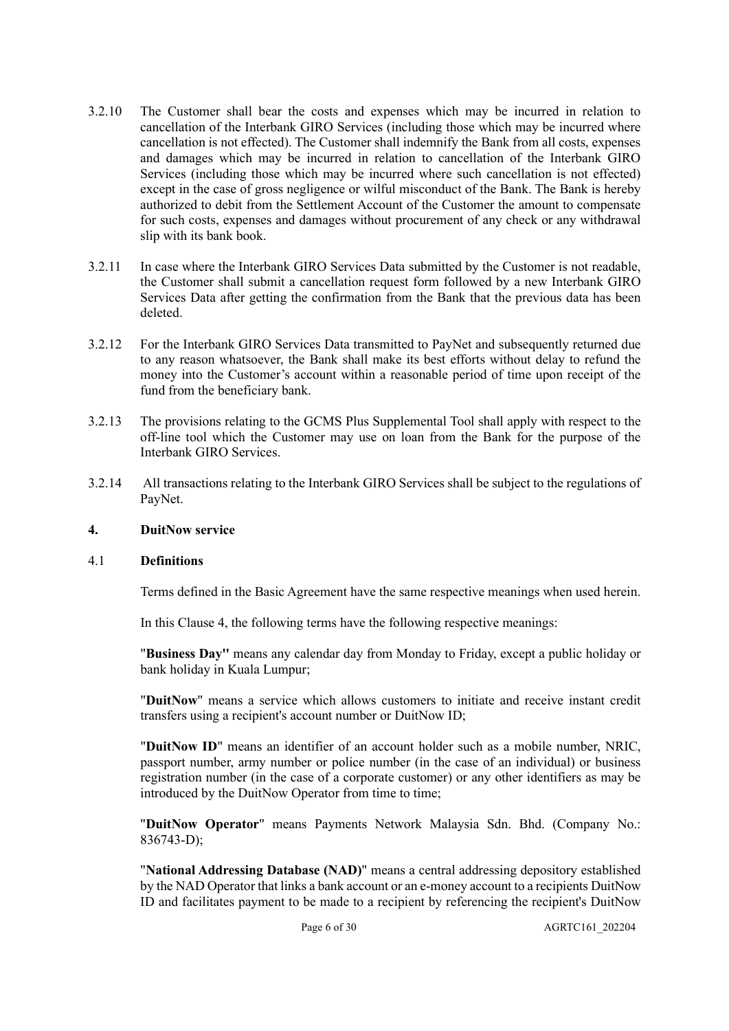3.2.10 The Customer shall bear the costs and expenses which may be incurred in relation to cancellation of the Interbank GIRO Services (including those which may be incurred where cancellation is not effected). The Customer shall indemnify the Bank from all costs, expenses and damages which may be incurred in relation to cancellation of the Interbank GIRO Services (including those which may be incurred where such cancellation is not effected) except in the case of gross negligence or wilful misconduct of the Bank. The Bank is hereby authorized to debit from the Settlement Account of the Customer the amount to compensate for such costs, expenses and damages without procurement of any check or any withdrawal slip with its bank book.

3.2.11 In case where the Interbank GIRO Services Data submitted by the Customer is not readable, the Customer shall submit a cancellation request form followed by a new Interbank GIRO Services Data after getting the confirmation from the Bank that the previous data has been deleted.

3.2.12 For the Interbank GIRO Services Data transmitted to PayNet and subsequently returned due to any reason whatsoever, the Bank shall make its best efforts without delay to refund the money into the Customer's account within a reasonable period of time upon receipt of the fund from the beneficiary bank.

3.2.13 The provisions relating to the GCMS Plus Supplemental Tool shall apply with respect to the off-line tool which the Customer may use on loan from the Bank for the purpose of the Interbank GIRO Services.

3.2.14 All transactions relating to the Interbank GIRO Services shall be subject to the regulations of PayNet.

## 4. DuitNow service

### 4.1 Definitions

Terms defined in the Basic Agreement have the same respective meanings when used herein.

In this Clause 4, the following terms have the following respective meanings:

"**Business Day"** means any calendar day from Monday to Friday, except a public holiday or bank holiday in Kuala Lumpur;

"**DuitNow**" means a service which allows customers to initiate and receive instant credit transfers using a recipient's account number or DuitNow ID;

"**DuitNow ID**" means an identifier of an account holder such as a mobile number, NRIC, passport number, army number or police number (in the case of an individual) or business registration number (in the case of a corporate customer) or any other identifiers as may be introduced by the DuitNow Operator from time to time;

"**DuitNow Operator**" means Payments Network Malaysia Sdn. Bhd. (Company No.: 836743-D);

"**National Addressing Database (NAD)**" means a central addressing depository established by the NAD Operator that links a bank account or an e-money account to a recipients DuitNow ID and facilitates payment to be made to a recipient by referencing the recipient's DuitNow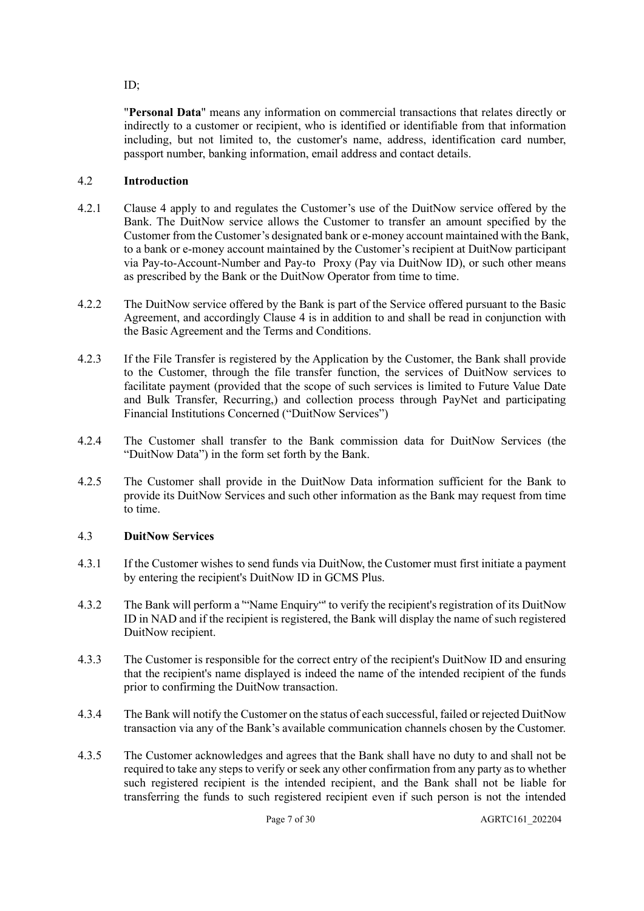ID;

"**Personal Data**" means any information on commercial transactions that relates directly or indirectly to a customer or recipient, who is identified or identifiable from that information including, but not limited to, the customer's name, address, identification card number, passport number, banking information, email address and contact details.

4.2 **Introduction**

4.2.1 Clause 4 apply to and regulates the Customer's use of the DuitNow service offered by the Bank. The DuitNow service allows the Customer to transfer an amount specified by the Customer from the Customer's designated bank or e-money account maintained with the Bank, to a bank or e-money account maintained by the Customer's recipient at DuitNow participant via Pay-to-Account-Number and Pay-to Proxy (Pay via DuitNow ID), or such other means as prescribed by the Bank or the DuitNow Operator from time to time.

4.2.2 The DuitNow service offered by the Bank is part of the Service offered pursuant to the Basic Agreement, and accordingly Clause 4 is in addition to and shall be read in conjunction with the Basic Agreement and the Terms and Conditions.

4.2.3 If the File Transfer is registered by the Application by the Customer, the Bank shall provide to the Customer, through the file transfer function, the services of DuitNow services to facilitate payment (provided that the scope of such services is limited to Future Value Date and Bulk Transfer, Recurring,) and collection process through PayNet and participating Financial Institutions Concerned ("DuitNow Services")

4.2.4 The Customer shall transfer to the Bank commission data for DuitNow Services (the "DuitNow Data") in the form set forth by the Bank.

4.2.5 The Customer shall provide in the DuitNow Data information sufficient for the Bank to provide its DuitNow Services and such other information as the Bank may request from time to time.

4.3 **DuitNow Services**

4.3.1 If the Customer wishes to send funds via DuitNow, the Customer must first initiate a payment by entering the recipient's DuitNow ID in GCMS Plus.

4.3.2 The Bank will perform a '"Name Enquiry"' to verify the recipient's registration of its DuitNow ID in NAD and if the recipient is registered, the Bank will display the name of such registered DuitNow recipient.

4.3.3 The Customer is responsible for the correct entry of the recipient's DuitNow ID and ensuring that the recipient's name displayed is indeed the name of the intended recipient of the funds prior to confirming the DuitNow transaction.

4.3.4 The Bank will notify the Customer on the status of each successful, failed or rejected DuitNow transaction via any of the Bank's available communication channels chosen by the Customer.

4.3.5 The Customer acknowledges and agrees that the Bank shall have no duty to and shall not be required to take any steps to verify or seek any other confirmation from any party as to whether such registered recipient is the intended recipient, and the Bank shall not be liable for transferring the funds to such registered recipient even if such person is not the intended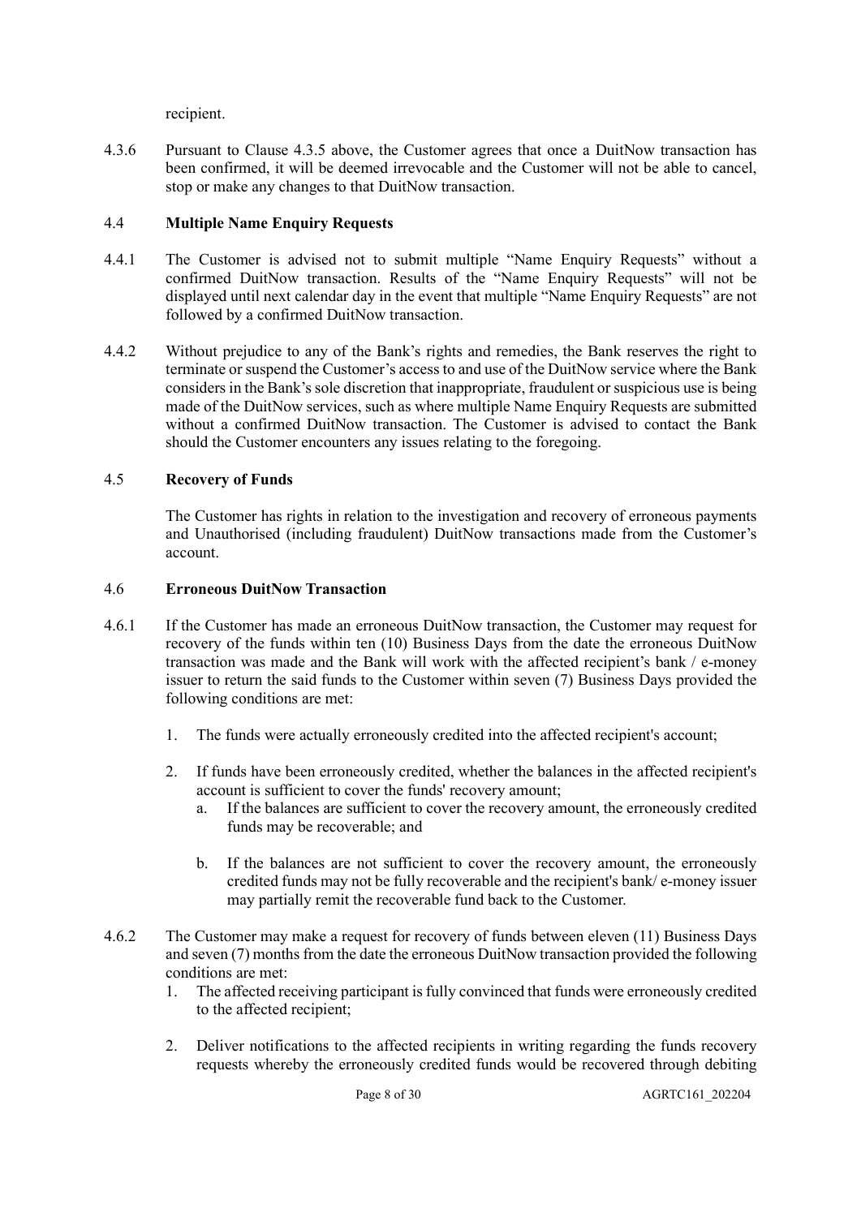recipient.

4.3.6 Pursuant to Clause 4.3.5 above, the Customer agrees that once a DuitNow transaction has been confirmed, it will be deemed irrevocable and the Customer will not be able to cancel, stop or make any changes to that DuitNow transaction.

### 4.4 Multiple Name Enquiry Requests

4.4.1 The Customer is advised not to submit multiple "Name Enquiry Requests" without a confirmed DuitNow transaction. Results of the "Name Enquiry Requests" will not be displayed until next calendar day in the event that multiple "Name Enquiry Requests" are not followed by a confirmed DuitNow transaction.

4.4.2 Without prejudice to any of the Bank's rights and remedies, the Bank reserves the right to terminate or suspend the Customer's access to and use of the DuitNow service where the Bank considers in the Bank's sole discretion that inappropriate, fraudulent or suspicious use is being made of the DuitNow services, such as where multiple Name Enquiry Requests are submitted without a confirmed DuitNow transaction. The Customer is advised to contact the Bank should the Customer encounters any issues relating to the foregoing.

### 4.5 Recovery of Funds

The Customer has rights in relation to the investigation and recovery of erroneous payments and Unauthorised (including fraudulent) DuitNow transactions made from the Customer's account.

### 4.6 Erroneous DuitNow Transaction

4.6.1 If the Customer has made an erroneous DuitNow transaction, the Customer may request for recovery of the funds within ten (10) Business Days from the date the erroneous DuitNow transaction was made and the Bank will work with the affected recipient's bank / e-money issuer to return the said funds to the Customer within seven (7) Business Days provided the following conditions are met:

1. The funds were actually erroneously credited into the affected recipient's account;
2. If funds have been erroneously credited, whether the balances in the affected recipient's account is sufficient to cover the funds' recovery amount;
   a. If the balances are sufficient to cover the recovery amount, the erroneously credited funds may be recoverable; and
   b. If the balances are not sufficient to cover the recovery amount, the erroneously credited funds may not be fully recoverable and the recipient's bank/ e-money issuer may partially remit the recoverable fund back to the Customer.

4.6.2 The Customer may make a request for recovery of funds between eleven (11) Business Days and seven (7) months from the date the erroneous DuitNow transaction provided the following conditions are met:

1. The affected receiving participant is fully convinced that funds were erroneously credited to the affected recipient;
2. Deliver notifications to the affected recipients in writing regarding the funds recovery requests whereby the erroneously credited funds would be recovered through debiting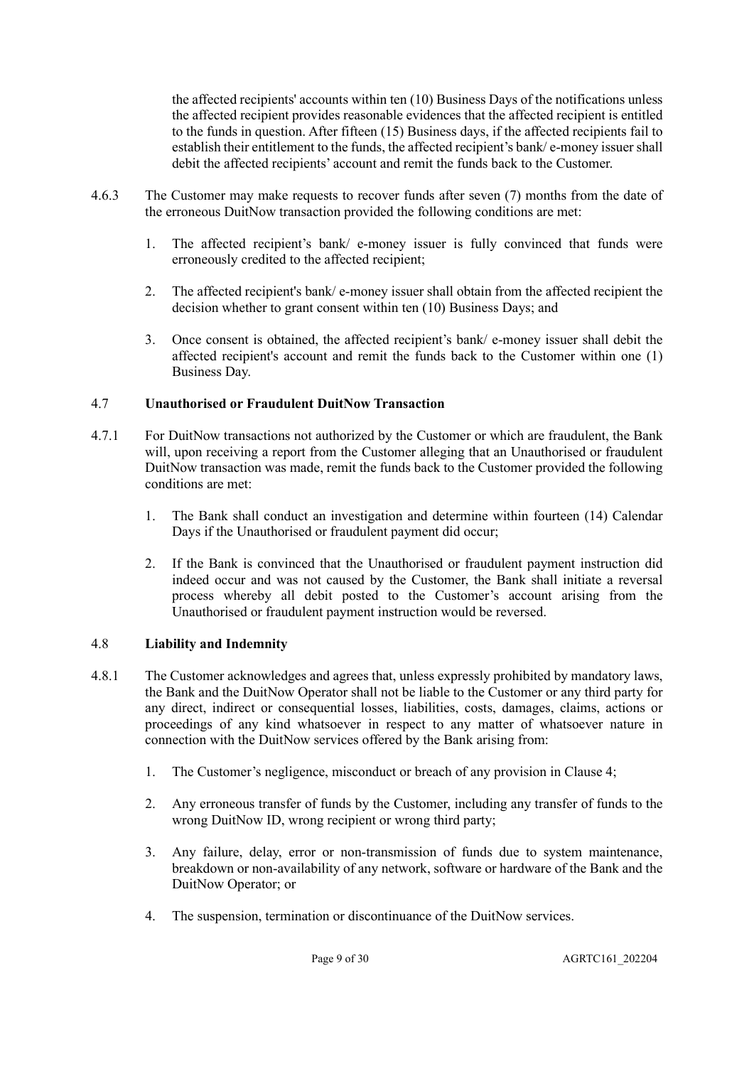the affected recipients' accounts within ten (10) Business Days of the notifications unless the affected recipient provides reasonable evidences that the affected recipient is entitled to the funds in question. After fifteen (15) Business days, if the affected recipients fail to establish their entitlement to the funds, the affected recipient's bank/ e-money issuer shall debit the affected recipients' account and remit the funds back to the Customer.

4.6.3 The Customer may make requests to recover funds after seven (7) months from the date of the erroneous DuitNow transaction provided the following conditions are met:

1. The affected recipient's bank/ e-money issuer is fully convinced that funds were erroneously credited to the affected recipient;
2. The affected recipient's bank/ e-money issuer shall obtain from the affected recipient the decision whether to grant consent within ten (10) Business Days; and
3. Once consent is obtained, the affected recipient's bank/ e-money issuer shall debit the affected recipient's account and remit the funds back to the Customer within one (1) Business Day.

### 4.7 Unauthorised or Fraudulent DuitNow Transaction

4.7.1 For DuitNow transactions not authorized by the Customer or which are fraudulent, the Bank will, upon receiving a report from the Customer alleging that an Unauthorised or fraudulent DuitNow transaction was made, remit the funds back to the Customer provided the following conditions are met:

1. The Bank shall conduct an investigation and determine within fourteen (14) Calendar Days if the Unauthorised or fraudulent payment did occur;
2. If the Bank is convinced that the Unauthorised or fraudulent payment instruction did indeed occur and was not caused by the Customer, the Bank shall initiate a reversal process whereby all debit posted to the Customer's account arising from the Unauthorised or fraudulent payment instruction would be reversed.

### 4.8 Liability and Indemnity

4.8.1 The Customer acknowledges and agrees that, unless expressly prohibited by mandatory laws, the Bank and the DuitNow Operator shall not be liable to the Customer or any third party for any direct, indirect or consequential losses, liabilities, costs, damages, claims, actions or proceedings of any kind whatsoever in respect to any matter of whatsoever nature in connection with the DuitNow services offered by the Bank arising from:

1. The Customer's negligence, misconduct or breach of any provision in Clause 4;
2. Any erroneous transfer of funds by the Customer, including any transfer of funds to the wrong DuitNow ID, wrong recipient or wrong third party;
3. Any failure, delay, error or non-transmission of funds due to system maintenance, breakdown or non-availability of any network, software or hardware of the Bank and the DuitNow Operator; or
4. The suspension, termination or discontinuance of the DuitNow services.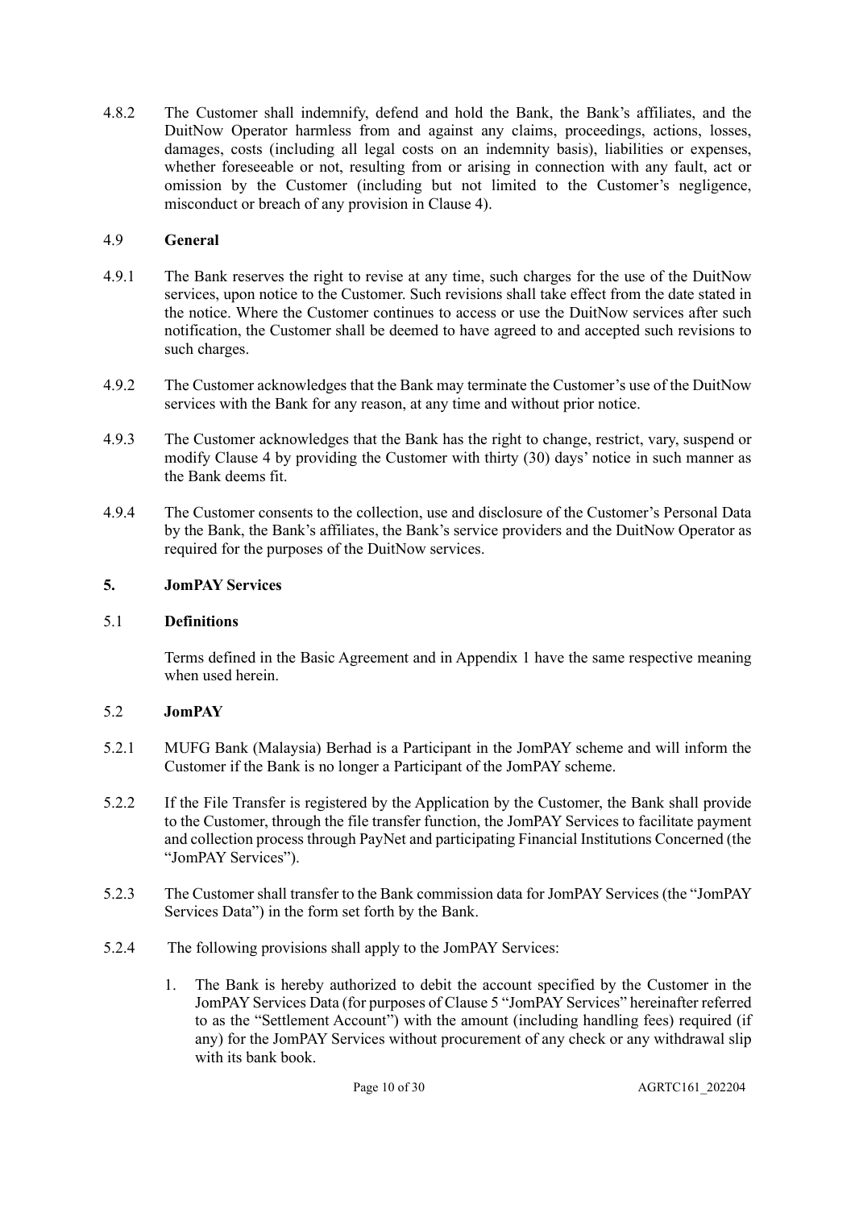4.8.2 The Customer shall indemnify, defend and hold the Bank, the Bank's affiliates, and the DuitNow Operator harmless from and against any claims, proceedings, actions, losses, damages, costs (including all legal costs on an indemnity basis), liabilities or expenses, whether foreseeable or not, resulting from or arising in connection with any fault, act or omission by the Customer (including but not limited to the Customer's negligence, misconduct or breach of any provision in Clause 4).

4.9 **General**

4.9.1 The Bank reserves the right to revise at any time, such charges for the use of the DuitNow services, upon notice to the Customer. Such revisions shall take effect from the date stated in the notice. Where the Customer continues to access or use the DuitNow services after such notification, the Customer shall be deemed to have agreed to and accepted such revisions to such charges.

4.9.2 The Customer acknowledges that the Bank may terminate the Customer's use of the DuitNow services with the Bank for any reason, at any time and without prior notice.

4.9.3 The Customer acknowledges that the Bank has the right to change, restrict, vary, suspend or modify Clause 4 by providing the Customer with thirty (30) days' notice in such manner as the Bank deems fit.

4.9.4 The Customer consents to the collection, use and disclosure of the Customer's Personal Data by the Bank, the Bank's affiliates, the Bank's service providers and the DuitNow Operator as required for the purposes of the DuitNow services.

**5. JomPAY Services**

5.1 **Definitions**

Terms defined in the Basic Agreement and in Appendix 1 have the same respective meaning when used herein.

5.2 **JomPAY**

5.2.1 MUFG Bank (Malaysia) Berhad is a Participant in the JomPAY scheme and will inform the Customer if the Bank is no longer a Participant of the JomPAY scheme.

5.2.2 If the File Transfer is registered by the Application by the Customer, the Bank shall provide to the Customer, through the file transfer function, the JomPAY Services to facilitate payment and collection process through PayNet and participating Financial Institutions Concerned (the "JomPAY Services").

5.2.3 The Customer shall transfer to the Bank commission data for JomPAY Services (the "JomPAY Services Data") in the form set forth by the Bank.

5.2.4 The following provisions shall apply to the JomPAY Services:

1. The Bank is hereby authorized to debit the account specified by the Customer in the JomPAY Services Data (for purposes of Clause 5 "JomPAY Services" hereinafter referred to as the "Settlement Account") with the amount (including handling fees) required (if any) for the JomPAY Services without procurement of any check or any withdrawal slip with its bank book.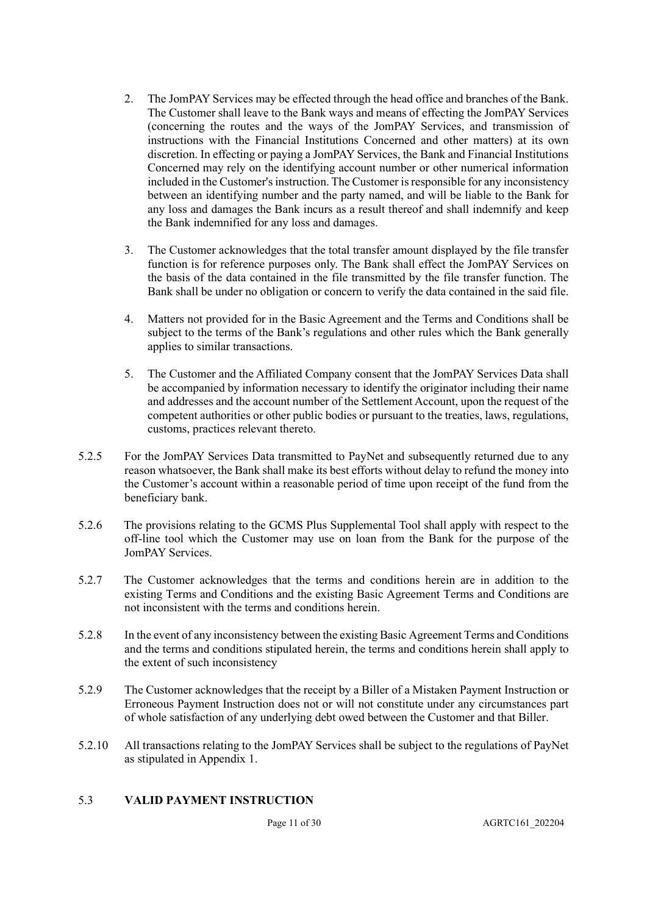2. The JomPAY Services may be effected through the head office and branches of the Bank. The Customer shall leave to the Bank ways and means of effecting the JomPAY Services (concerning the routes and the ways of the JomPAY Services, and transmission of instructions with the Financial Institutions Concerned and other matters) at its own discretion. In effecting or paying a JomPAY Services, the Bank and Financial Institutions Concerned may rely on the identifying account number or other numerical information included in the Customer's instruction. The Customer is responsible for any inconsistency between an identifying number and the party named, and will be liable to the Bank for any loss and damages the Bank incurs as a result thereof and shall indemnify and keep the Bank indemnified for any loss and damages.

3. The Customer acknowledges that the total transfer amount displayed by the file transfer function is for reference purposes only. The Bank shall effect the JomPAY Services on the basis of the data contained in the file transmitted by the file transfer function. The Bank shall be under no obligation or concern to verify the data contained in the said file.

4. Matters not provided for in the Basic Agreement and the Terms and Conditions shall be subject to the terms of the Bank's regulations and other rules which the Bank generally applies to similar transactions.

5. The Customer and the Affiliated Company consent that the JomPAY Services Data shall be accompanied by information necessary to identify the originator including their name and addresses and the account number of the Settlement Account, upon the request of the competent authorities or other public bodies or pursuant to the treaties, laws, regulations, customs, practices relevant thereto.

5.2.5 For the JomPAY Services Data transmitted to PayNet and subsequently returned due to any reason whatsoever, the Bank shall make its best efforts without delay to refund the money into the Customer's account within a reasonable period of time upon receipt of the fund from the beneficiary bank.

5.2.6 The provisions relating to the GCMS Plus Supplemental Tool shall apply with respect to the off-line tool which the Customer may use on loan from the Bank for the purpose of the JomPAY Services.

5.2.7 The Customer acknowledges that the terms and conditions herein are in addition to the existing Terms and Conditions and the existing Basic Agreement Terms and Conditions are not inconsistent with the terms and conditions herein.

5.2.8 In the event of any inconsistency between the existing Basic Agreement Terms and Conditions and the terms and conditions stipulated herein, the terms and conditions herein shall apply to the extent of such inconsistency

5.2.9 The Customer acknowledges that the receipt by a Biller of a Mistaken Payment Instruction or Erroneous Payment Instruction does not or will not constitute under any circumstances part of whole satisfaction of any underlying debt owed between the Customer and that Biller.

5.2.10 All transactions relating to the JomPAY Services shall be subject to the regulations of PayNet as stipulated in Appendix 1.

5.3 **VALID PAYMENT INSTRUCTION**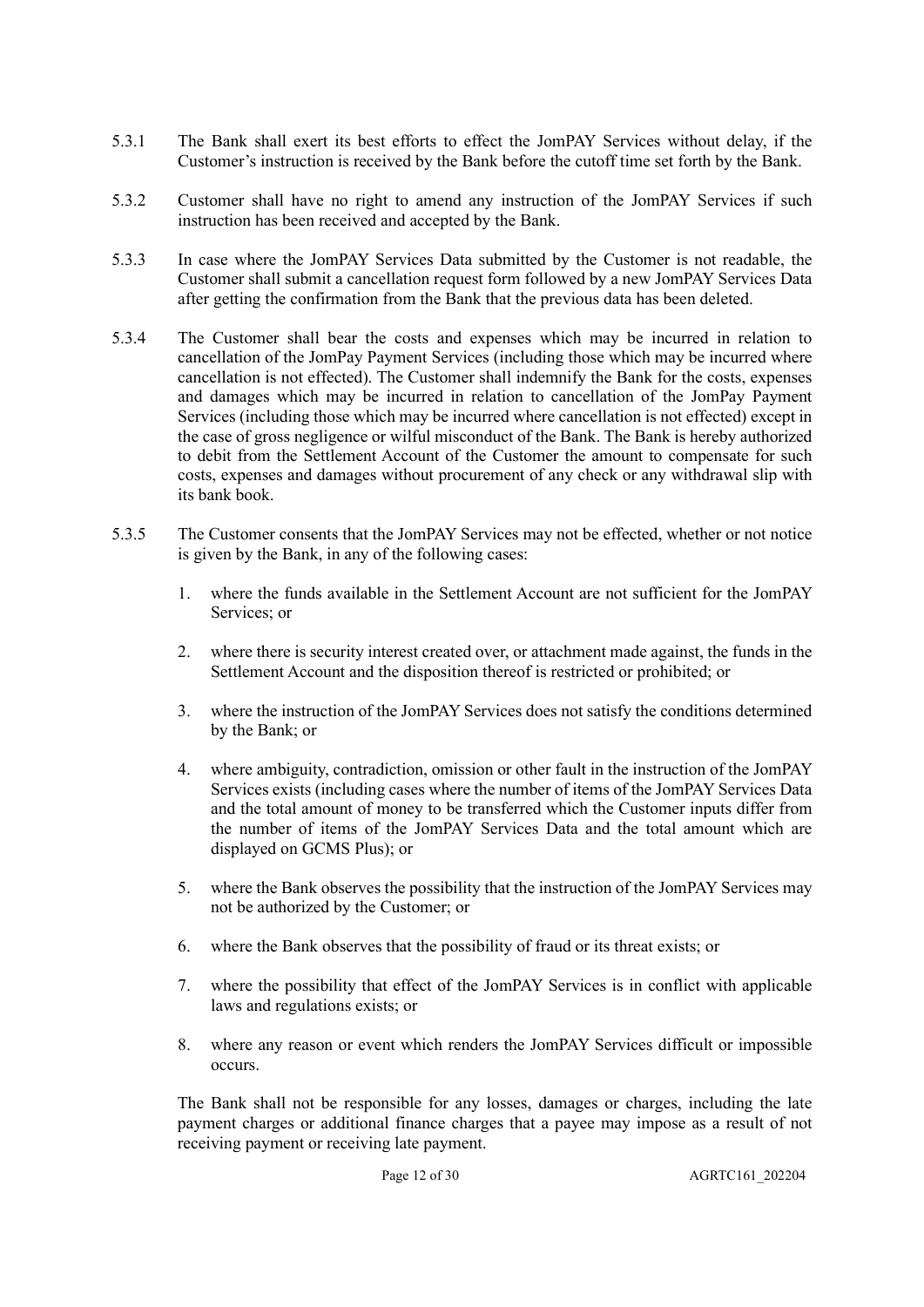5.3.1 The Bank shall exert its best efforts to effect the JomPAY Services without delay, if the Customer's instruction is received by the Bank before the cutoff time set forth by the Bank.

5.3.2 Customer shall have no right to amend any instruction of the JomPAY Services if such instruction has been received and accepted by the Bank.

5.3.3 In case where the JomPAY Services Data submitted by the Customer is not readable, the Customer shall submit a cancellation request form followed by a new JomPAY Services Data after getting the confirmation from the Bank that the previous data has been deleted.

5.3.4 The Customer shall bear the costs and expenses which may be incurred in relation to cancellation of the JomPay Payment Services (including those which may be incurred where cancellation is not effected). The Customer shall indemnify the Bank for the costs, expenses and damages which may be incurred in relation to cancellation of the JomPay Payment Services (including those which may be incurred where cancellation is not effected) except in the case of gross negligence or wilful misconduct of the Bank. The Bank is hereby authorized to debit from the Settlement Account of the Customer the amount to compensate for such costs, expenses and damages without procurement of any check or any withdrawal slip with its bank book.

5.3.5 The Customer consents that the JomPAY Services may not be effected, whether or not notice is given by the Bank, in any of the following cases:

1. where the funds available in the Settlement Account are not sufficient for the JomPAY Services; or
2. where there is security interest created over, or attachment made against, the funds in the Settlement Account and the disposition thereof is restricted or prohibited; or
3. where the instruction of the JomPAY Services does not satisfy the conditions determined by the Bank; or
4. where ambiguity, contradiction, omission or other fault in the instruction of the JomPAY Services exists (including cases where the number of items of the JomPAY Services Data and the total amount of money to be transferred which the Customer inputs differ from the number of items of the JomPAY Services Data and the total amount which are displayed on GCMS Plus); or
5. where the Bank observes the possibility that the instruction of the JomPAY Services may not be authorized by the Customer; or
6. where the Bank observes that the possibility of fraud or its threat exists; or
7. where the possibility that effect of the JomPAY Services is in conflict with applicable laws and regulations exists; or
8. where any reason or event which renders the JomPAY Services difficult or impossible occurs.

The Bank shall not be responsible for any losses, damages or charges, including the late payment charges or additional finance charges that a payee may impose as a result of not receiving payment or receiving late payment.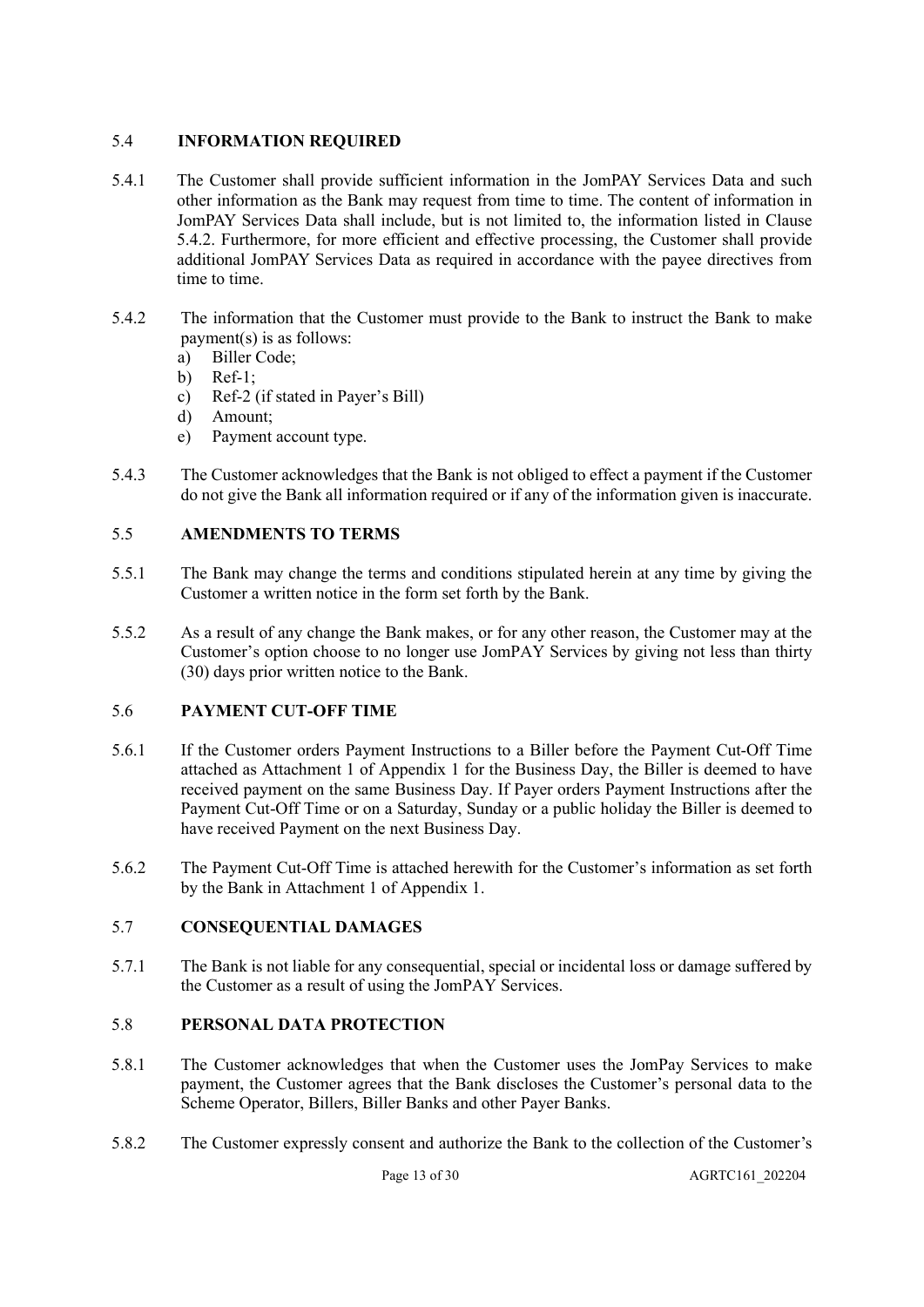### 5.4 INFORMATION REQUIRED

5.4.1 The Customer shall provide sufficient information in the JomPAY Services Data and such other information as the Bank may request from time to time. The content of information in JomPAY Services Data shall include, but is not limited to, the information listed in Clause 5.4.2. Furthermore, for more efficient and effective processing, the Customer shall provide additional JomPAY Services Data as required in accordance with the payee directives from time to time.

5.4.2 The information that the Customer must provide to the Bank to instruct the Bank to make payment(s) is as follows:

a) Biller Code;
b) Ref-1;
c) Ref-2 (if stated in Payer's Bill)
d) Amount;
e) Payment account type.

5.4.3 The Customer acknowledges that the Bank is not obliged to effect a payment if the Customer do not give the Bank all information required or if any of the information given is inaccurate.

### 5.5 AMENDMENTS TO TERMS

5.5.1 The Bank may change the terms and conditions stipulated herein at any time by giving the Customer a written notice in the form set forth by the Bank.

5.5.2 As a result of any change the Bank makes, or for any other reason, the Customer may at the Customer's option choose to no longer use JomPAY Services by giving not less than thirty (30) days prior written notice to the Bank.

### 5.6 PAYMENT CUT-OFF TIME

5.6.1 If the Customer orders Payment Instructions to a Biller before the Payment Cut-Off Time attached as Attachment 1 of Appendix 1 for the Business Day, the Biller is deemed to have received payment on the same Business Day. If Payer orders Payment Instructions after the Payment Cut-Off Time or on a Saturday, Sunday or a public holiday the Biller is deemed to have received Payment on the next Business Day.

5.6.2 The Payment Cut-Off Time is attached herewith for the Customer's information as set forth by the Bank in Attachment 1 of Appendix 1.

### 5.7 CONSEQUENTIAL DAMAGES

5.7.1 The Bank is not liable for any consequential, special or incidental loss or damage suffered by the Customer as a result of using the JomPAY Services.

### 5.8 PERSONAL DATA PROTECTION

5.8.1 The Customer acknowledges that when the Customer uses the JomPay Services to make payment, the Customer agrees that the Bank discloses the Customer's personal data to the Scheme Operator, Billers, Biller Banks and other Payer Banks.

5.8.2 The Customer expressly consent and authorize the Bank to the collection of the Customer's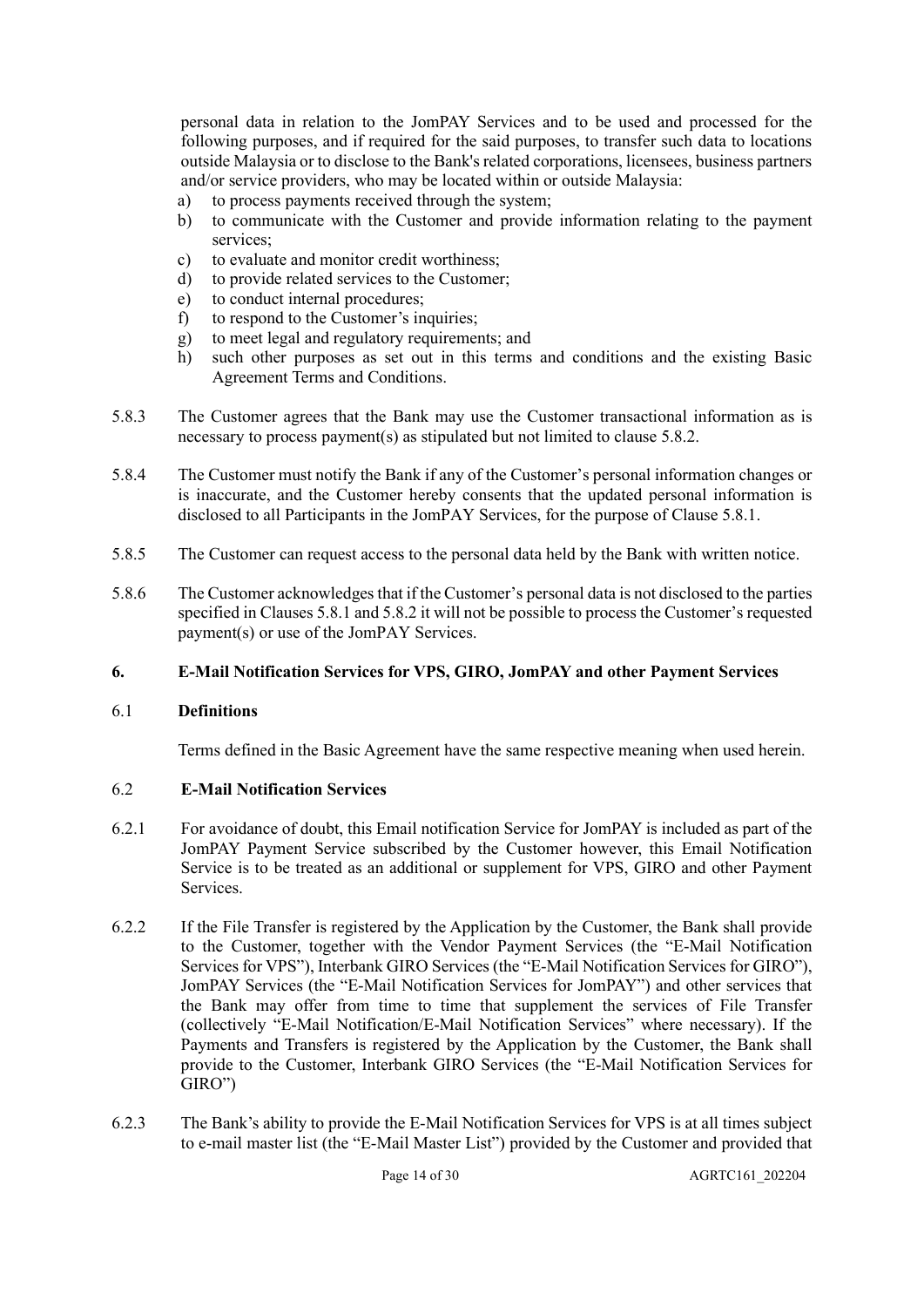personal data in relation to the JomPAY Services and to be used and processed for the following purposes, and if required for the said purposes, to transfer such data to locations outside Malaysia or to disclose to the Bank's related corporations, licensees, business partners and/or service providers, who may be located within or outside Malaysia:

a) to process payments received through the system;
b) to communicate with the Customer and provide information relating to the payment services;
c) to evaluate and monitor credit worthiness;
d) to provide related services to the Customer;
e) to conduct internal procedures;
f) to respond to the Customer's inquiries;
g) to meet legal and regulatory requirements; and
h) such other purposes as set out in this terms and conditions and the existing Basic Agreement Terms and Conditions.

5.8.3 The Customer agrees that the Bank may use the Customer transactional information as is necessary to process payment(s) as stipulated but not limited to clause 5.8.2.

5.8.4 The Customer must notify the Bank if any of the Customer's personal information changes or is inaccurate, and the Customer hereby consents that the updated personal information is disclosed to all Participants in the JomPAY Services, for the purpose of Clause 5.8.1.

5.8.5 The Customer can request access to the personal data held by the Bank with written notice.

5.8.6 The Customer acknowledges that if the Customer's personal data is not disclosed to the parties specified in Clauses 5.8.1 and 5.8.2 it will not be possible to process the Customer's requested payment(s) or use of the JomPAY Services.

## 6. E-Mail Notification Services for VPS, GIRO, JomPAY and other Payment Services

### 6.1 Definitions

Terms defined in the Basic Agreement have the same respective meaning when used herein.

### 6.2 E-Mail Notification Services

6.2.1 For avoidance of doubt, this Email notification Service for JomPAY is included as part of the JomPAY Payment Service subscribed by the Customer however, this Email Notification Service is to be treated as an additional or supplement for VPS, GIRO and other Payment Services.

6.2.2 If the File Transfer is registered by the Application by the Customer, the Bank shall provide to the Customer, together with the Vendor Payment Services (the "E-Mail Notification Services for VPS"), Interbank GIRO Services (the "E-Mail Notification Services for GIRO"), JomPAY Services (the "E-Mail Notification Services for JomPAY") and other services that the Bank may offer from time to time that supplement the services of File Transfer (collectively "E-Mail Notification/E-Mail Notification Services" where necessary). If the Payments and Transfers is registered by the Application by the Customer, the Bank shall provide to the Customer, Interbank GIRO Services (the "E-Mail Notification Services for GIRO")

6.2.3 The Bank's ability to provide the E-Mail Notification Services for VPS is at all times subject to e-mail master list (the "E-Mail Master List") provided by the Customer and provided that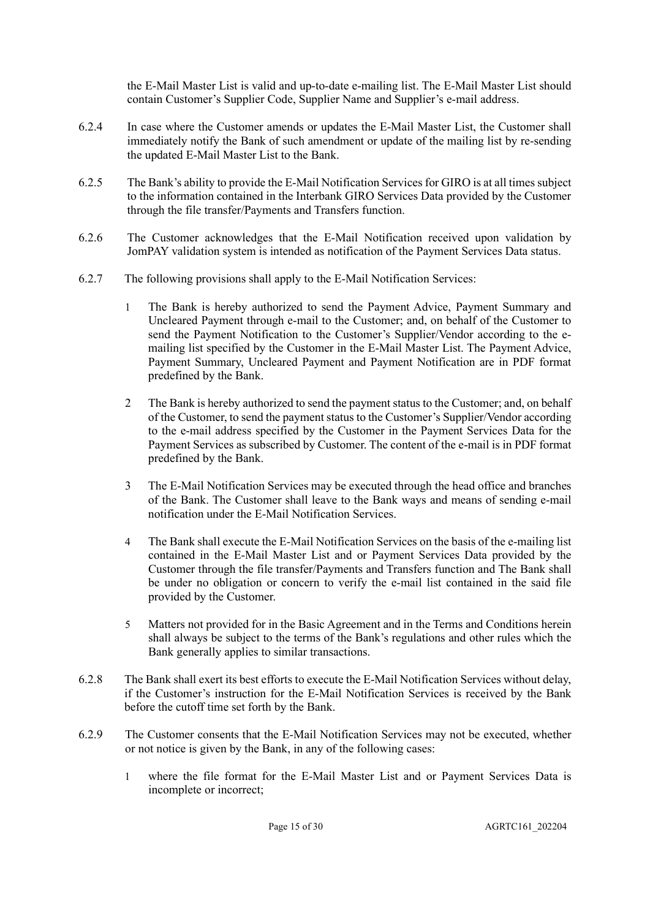the E-Mail Master List is valid and up-to-date e-mailing list. The E-Mail Master List should contain Customer's Supplier Code, Supplier Name and Supplier's e-mail address.

6.2.4 In case where the Customer amends or updates the E-Mail Master List, the Customer shall immediately notify the Bank of such amendment or update of the mailing list by re-sending the updated E-Mail Master List to the Bank.

6.2.5 The Bank's ability to provide the E-Mail Notification Services for GIRO is at all times subject to the information contained in the Interbank GIRO Services Data provided by the Customer through the file transfer/Payments and Transfers function.

6.2.6 The Customer acknowledges that the E-Mail Notification received upon validation by JomPAY validation system is intended as notification of the Payment Services Data status.

6.2.7 The following provisions shall apply to the E-Mail Notification Services:

1 The Bank is hereby authorized to send the Payment Advice, Payment Summary and Uncleared Payment through e-mail to the Customer; and, on behalf of the Customer to send the Payment Notification to the Customer's Supplier/Vendor according to the e-mailing list specified by the Customer in the E-Mail Master List. The Payment Advice, Payment Summary, Uncleared Payment and Payment Notification are in PDF format predefined by the Bank.

2 The Bank is hereby authorized to send the payment status to the Customer; and, on behalf of the Customer, to send the payment status to the Customer's Supplier/Vendor according to the e-mail address specified by the Customer in the Payment Services Data for the Payment Services as subscribed by Customer. The content of the e-mail is in PDF format predefined by the Bank.

3 The E-Mail Notification Services may be executed through the head office and branches of the Bank. The Customer shall leave to the Bank ways and means of sending e-mail notification under the E-Mail Notification Services.

4 The Bank shall execute the E-Mail Notification Services on the basis of the e-mailing list contained in the E-Mail Master List and or Payment Services Data provided by the Customer through the file transfer/Payments and Transfers function and The Bank shall be under no obligation or concern to verify the e-mail list contained in the said file provided by the Customer.

5 Matters not provided for in the Basic Agreement and in the Terms and Conditions herein shall always be subject to the terms of the Bank's regulations and other rules which the Bank generally applies to similar transactions.

6.2.8 The Bank shall exert its best efforts to execute the E-Mail Notification Services without delay, if the Customer's instruction for the E-Mail Notification Services is received by the Bank before the cutoff time set forth by the Bank.

6.2.9 The Customer consents that the E-Mail Notification Services may not be executed, whether or not notice is given by the Bank, in any of the following cases:

1 where the file format for the E-Mail Master List and or Payment Services Data is incomplete or incorrect;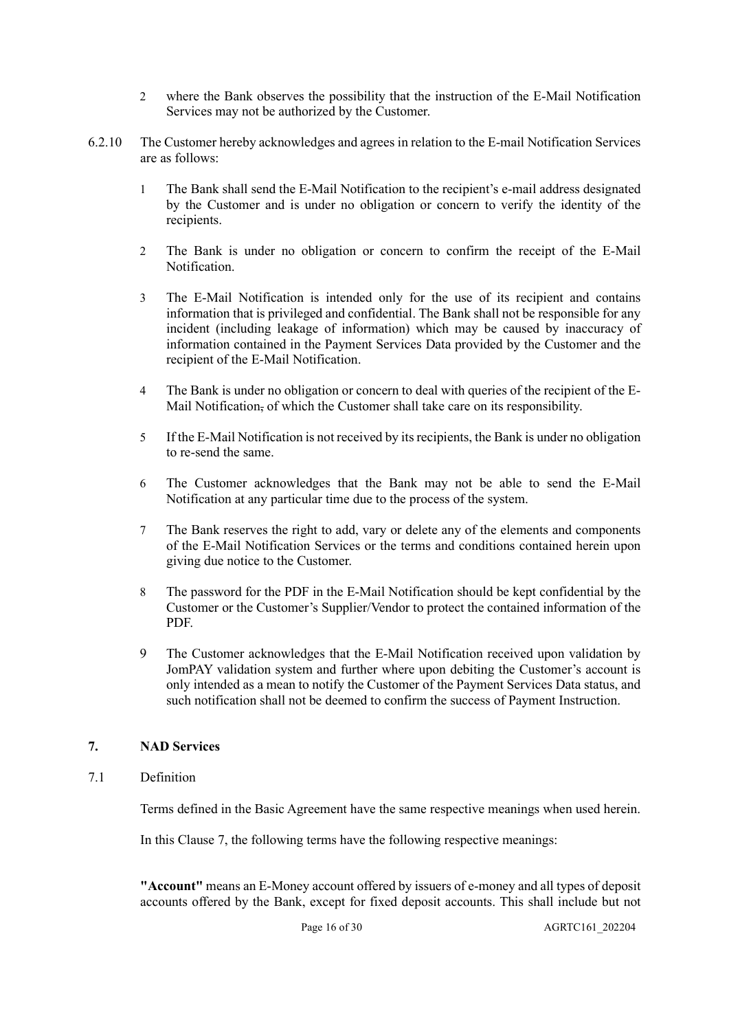2 where the Bank observes the possibility that the instruction of the E-Mail Notification Services may not be authorized by the Customer.

6.2.10 The Customer hereby acknowledges and agrees in relation to the E-mail Notification Services are as follows:

1 The Bank shall send the E-Mail Notification to the recipient's e-mail address designated by the Customer and is under no obligation or concern to verify the identity of the recipients.

2 The Bank is under no obligation or concern to confirm the receipt of the E-Mail Notification.

3 The E-Mail Notification is intended only for the use of its recipient and contains information that is privileged and confidential. The Bank shall not be responsible for any incident (including leakage of information) which may be caused by inaccuracy of information contained in the Payment Services Data provided by the Customer and the recipient of the E-Mail Notification.

4 The Bank is under no obligation or concern to deal with queries of the recipient of the E-Mail Notification, of which the Customer shall take care on its responsibility.

5 If the E-Mail Notification is not received by its recipients, the Bank is under no obligation to re-send the same.

6 The Customer acknowledges that the Bank may not be able to send the E-Mail Notification at any particular time due to the process of the system.

7 The Bank reserves the right to add, vary or delete any of the elements and components of the E-Mail Notification Services or the terms and conditions contained herein upon giving due notice to the Customer.

8 The password for the PDF in the E-Mail Notification should be kept confidential by the Customer or the Customer's Supplier/Vendor to protect the contained information of the PDF.

9 The Customer acknowledges that the E-Mail Notification received upon validation by JomPAY validation system and further where upon debiting the Customer's account is only intended as a mean to notify the Customer of the Payment Services Data status, and such notification shall not be deemed to confirm the success of Payment Instruction.

## 7. NAD Services

7.1 Definition

Terms defined in the Basic Agreement have the same respective meanings when used herein.

In this Clause 7, the following terms have the following respective meanings:

**"Account"** means an E-Money account offered by issuers of e-money and all types of deposit accounts offered by the Bank, except for fixed deposit accounts. This shall include but not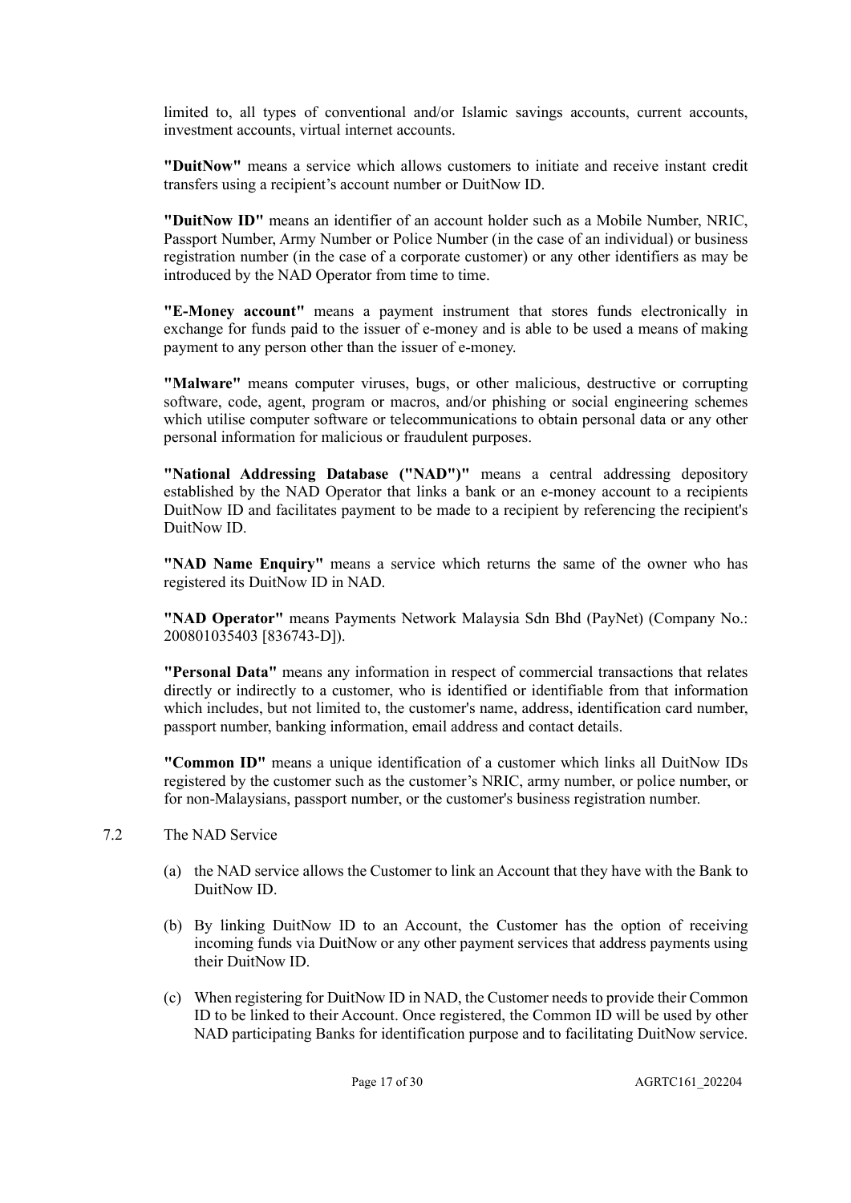limited to, all types of conventional and/or Islamic savings accounts, current accounts, investment accounts, virtual internet accounts.

**"DuitNow"** means a service which allows customers to initiate and receive instant credit transfers using a recipient's account number or DuitNow ID.

**"DuitNow ID"** means an identifier of an account holder such as a Mobile Number, NRIC, Passport Number, Army Number or Police Number (in the case of an individual) or business registration number (in the case of a corporate customer) or any other identifiers as may be introduced by the NAD Operator from time to time.

**"E-Money account"** means a payment instrument that stores funds electronically in exchange for funds paid to the issuer of e-money and is able to be used a means of making payment to any person other than the issuer of e-money.

**"Malware"** means computer viruses, bugs, or other malicious, destructive or corrupting software, code, agent, program or macros, and/or phishing or social engineering schemes which utilise computer software or telecommunications to obtain personal data or any other personal information for malicious or fraudulent purposes.

**"National Addressing Database ("NAD")"** means a central addressing depository established by the NAD Operator that links a bank or an e-money account to a recipients DuitNow ID and facilitates payment to be made to a recipient by referencing the recipient's DuitNow ID.

**"NAD Name Enquiry"** means a service which returns the same of the owner who has registered its DuitNow ID in NAD.

**"NAD Operator"** means Payments Network Malaysia Sdn Bhd (PayNet) (Company No.: 200801035403 [836743-D]).

**"Personal Data"** means any information in respect of commercial transactions that relates directly or indirectly to a customer, who is identified or identifiable from that information which includes, but not limited to, the customer's name, address, identification card number, passport number, banking information, email address and contact details.

**"Common ID"** means a unique identification of a customer which links all DuitNow IDs registered by the customer such as the customer's NRIC, army number, or police number, or for non-Malaysians, passport number, or the customer's business registration number.

7.2 The NAD Service

(a) the NAD service allows the Customer to link an Account that they have with the Bank to DuitNow ID.

(b) By linking DuitNow ID to an Account, the Customer has the option of receiving incoming funds via DuitNow or any other payment services that address payments using their DuitNow ID.

(c) When registering for DuitNow ID in NAD, the Customer needs to provide their Common ID to be linked to their Account. Once registered, the Common ID will be used by other NAD participating Banks for identification purpose and to facilitating DuitNow service.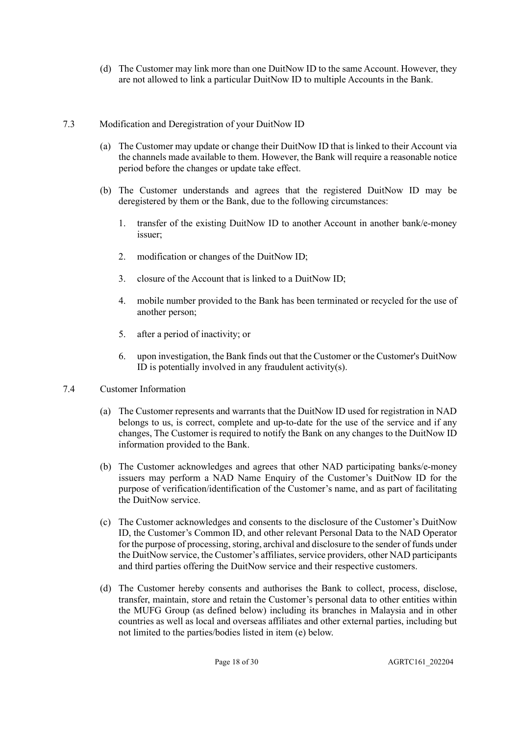(d) The Customer may link more than one DuitNow ID to the same Account. However, they are not allowed to link a particular DuitNow ID to multiple Accounts in the Bank.

7.3 Modification and Deregistration of your DuitNow ID

(a) The Customer may update or change their DuitNow ID that is linked to their Account via the channels made available to them. However, the Bank will require a reasonable notice period before the changes or update take effect.

(b) The Customer understands and agrees that the registered DuitNow ID may be deregistered by them or the Bank, due to the following circumstances:

1. transfer of the existing DuitNow ID to another Account in another bank/e-money issuer;

2. modification or changes of the DuitNow ID;

3. closure of the Account that is linked to a DuitNow ID;

4. mobile number provided to the Bank has been terminated or recycled for the use of another person;

5. after a period of inactivity; or

6. upon investigation, the Bank finds out that the Customer or the Customer's DuitNow ID is potentially involved in any fraudulent activity(s).

7.4 Customer Information

(a) The Customer represents and warrants that the DuitNow ID used for registration in NAD belongs to us, is correct, complete and up-to-date for the use of the service and if any changes, The Customer is required to notify the Bank on any changes to the DuitNow ID information provided to the Bank.

(b) The Customer acknowledges and agrees that other NAD participating banks/e-money issuers may perform a NAD Name Enquiry of the Customer's DuitNow ID for the purpose of verification/identification of the Customer's name, and as part of facilitating the DuitNow service.

(c) The Customer acknowledges and consents to the disclosure of the Customer's DuitNow ID, the Customer's Common ID, and other relevant Personal Data to the NAD Operator for the purpose of processing, storing, archival and disclosure to the sender of funds under the DuitNow service, the Customer's affiliates, service providers, other NAD participants and third parties offering the DuitNow service and their respective customers.

(d) The Customer hereby consents and authorises the Bank to collect, process, disclose, transfer, maintain, store and retain the Customer's personal data to other entities within the MUFG Group (as defined below) including its branches in Malaysia and in other countries as well as local and overseas affiliates and other external parties, including but not limited to the parties/bodies listed in item (e) below.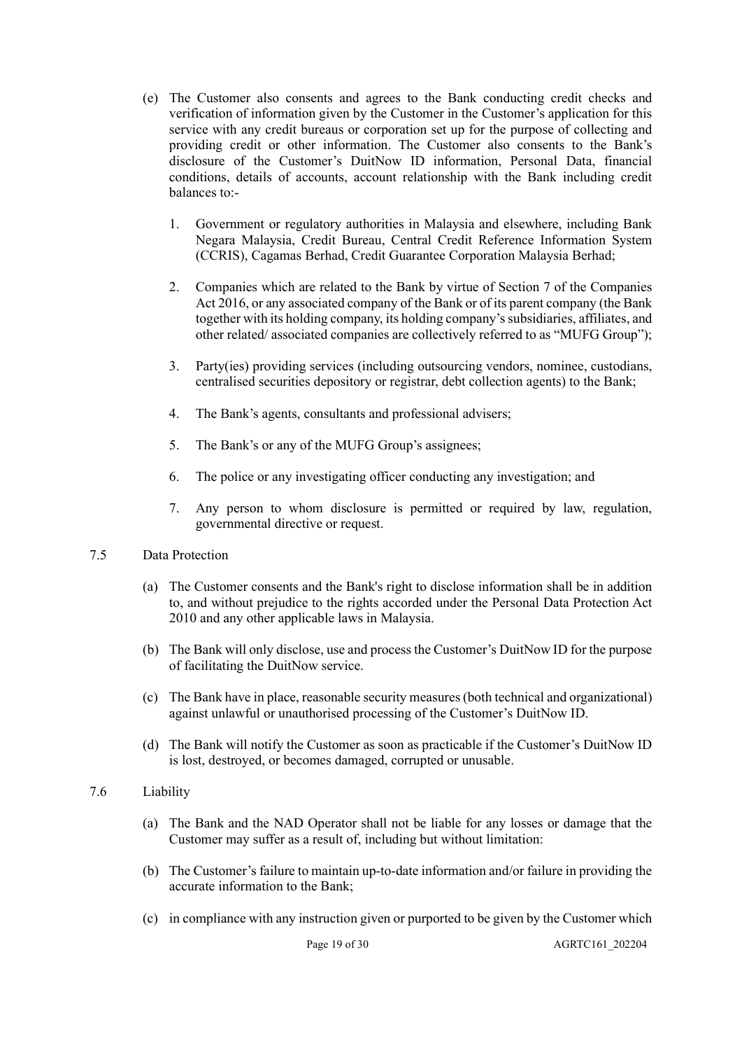(e) The Customer also consents and agrees to the Bank conducting credit checks and verification of information given by the Customer in the Customer's application for this service with any credit bureaus or corporation set up for the purpose of collecting and providing credit or other information. The Customer also consents to the Bank's disclosure of the Customer's DuitNow ID information, Personal Data, financial conditions, details of accounts, account relationship with the Bank including credit balances to:-

1. Government or regulatory authorities in Malaysia and elsewhere, including Bank Negara Malaysia, Credit Bureau, Central Credit Reference Information System (CCRIS), Cagamas Berhad, Credit Guarantee Corporation Malaysia Berhad;

2. Companies which are related to the Bank by virtue of Section 7 of the Companies Act 2016, or any associated company of the Bank or of its parent company (the Bank together with its holding company, its holding company's subsidiaries, affiliates, and other related/ associated companies are collectively referred to as "MUFG Group");

3. Party(ies) providing services (including outsourcing vendors, nominee, custodians, centralised securities depository or registrar, debt collection agents) to the Bank;

4. The Bank's agents, consultants and professional advisers;

5. The Bank's or any of the MUFG Group's assignees;

6. The police or any investigating officer conducting any investigation; and

7. Any person to whom disclosure is permitted or required by law, regulation, governmental directive or request.

7.5 Data Protection

(a) The Customer consents and the Bank's right to disclose information shall be in addition to, and without prejudice to the rights accorded under the Personal Data Protection Act 2010 and any other applicable laws in Malaysia.

(b) The Bank will only disclose, use and process the Customer's DuitNow ID for the purpose of facilitating the DuitNow service.

(c) The Bank have in place, reasonable security measures (both technical and organizational) against unlawful or unauthorised processing of the Customer's DuitNow ID.

(d) The Bank will notify the Customer as soon as practicable if the Customer's DuitNow ID is lost, destroyed, or becomes damaged, corrupted or unusable.

7.6 Liability

(a) The Bank and the NAD Operator shall not be liable for any losses or damage that the Customer may suffer as a result of, including but without limitation:

(b) The Customer's failure to maintain up-to-date information and/or failure in providing the accurate information to the Bank;

(c) in compliance with any instruction given or purported to be given by the Customer which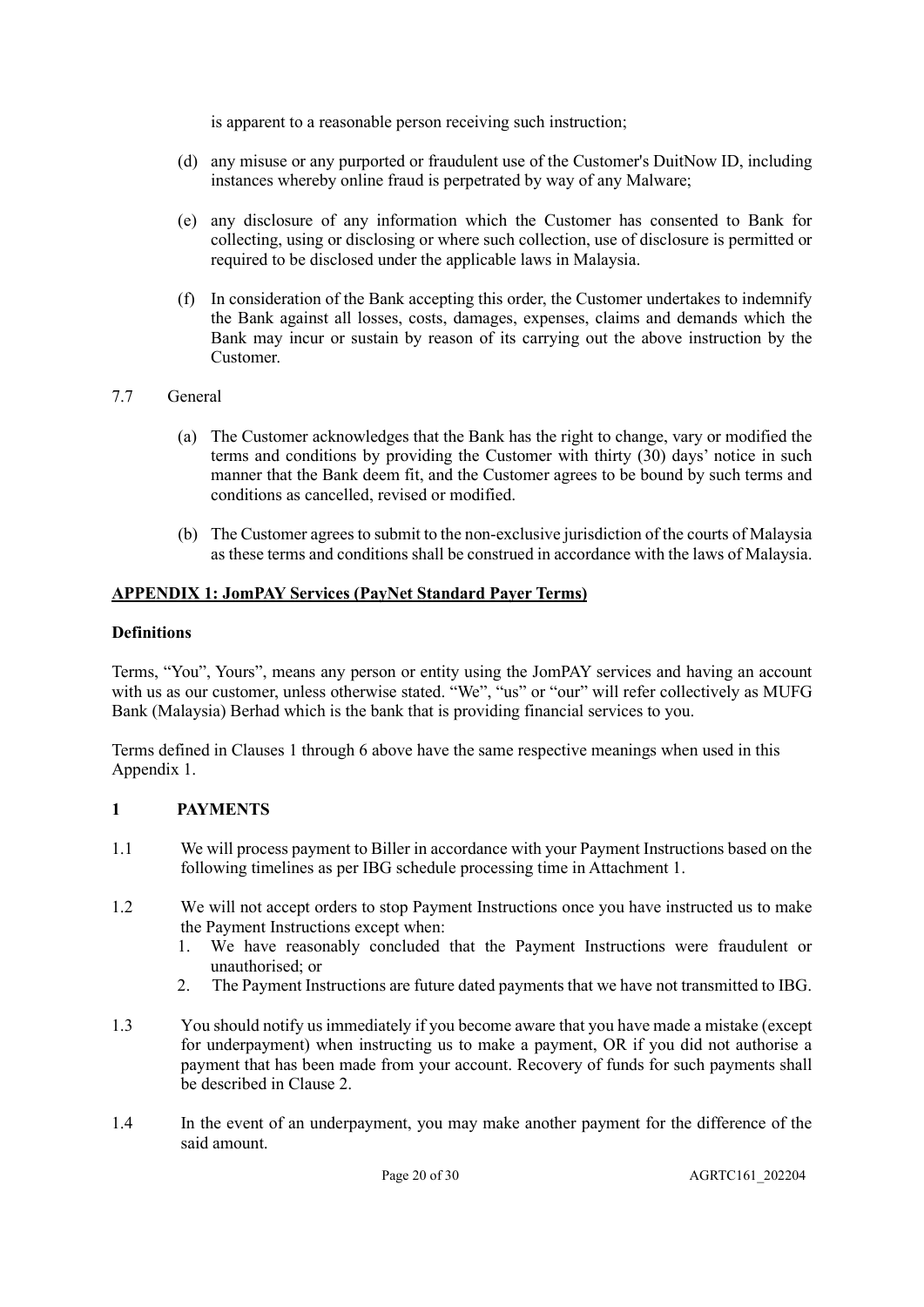is apparent to a reasonable person receiving such instruction;

(d) any misuse or any purported or fraudulent use of the Customer's DuitNow ID, including instances whereby online fraud is perpetrated by way of any Malware;

(e) any disclosure of any information which the Customer has consented to Bank for collecting, using or disclosing or where such collection, use of disclosure is permitted or required to be disclosed under the applicable laws in Malaysia.

(f) In consideration of the Bank accepting this order, the Customer undertakes to indemnify the Bank against all losses, costs, damages, expenses, claims and demands which the Bank may incur or sustain by reason of its carrying out the above instruction by the Customer.

7.7 General

(a) The Customer acknowledges that the Bank has the right to change, vary or modified the terms and conditions by providing the Customer with thirty (30) days' notice in such manner that the Bank deem fit, and the Customer agrees to be bound by such terms and conditions as cancelled, revised or modified.

(b) The Customer agrees to submit to the non-exclusive jurisdiction of the courts of Malaysia as these terms and conditions shall be construed in accordance with the laws of Malaysia.

## APPENDIX 1: JomPAY Services (PayNet Standard Payer Terms)

**Definitions**

Terms, "You", Yours", means any person or entity using the JomPAY services and having an account with us as our customer, unless otherwise stated. "We", "us" or "our" will refer collectively as MUFG Bank (Malaysia) Berhad which is the bank that is providing financial services to you.

Terms defined in Clauses 1 through 6 above have the same respective meanings when used in this Appendix 1.

### 1 PAYMENTS

1.1 We will process payment to Biller in accordance with your Payment Instructions based on the following timelines as per IBG schedule processing time in Attachment 1.

1.2 We will not accept orders to stop Payment Instructions once you have instructed us to make the Payment Instructions except when:
1. We have reasonably concluded that the Payment Instructions were fraudulent or unauthorised; or
2. The Payment Instructions are future dated payments that we have not transmitted to IBG.

1.3 You should notify us immediately if you become aware that you have made a mistake (except for underpayment) when instructing us to make a payment, OR if you did not authorise a payment that has been made from your account. Recovery of funds for such payments shall be described in Clause 2.

1.4 In the event of an underpayment, you may make another payment for the difference of the said amount.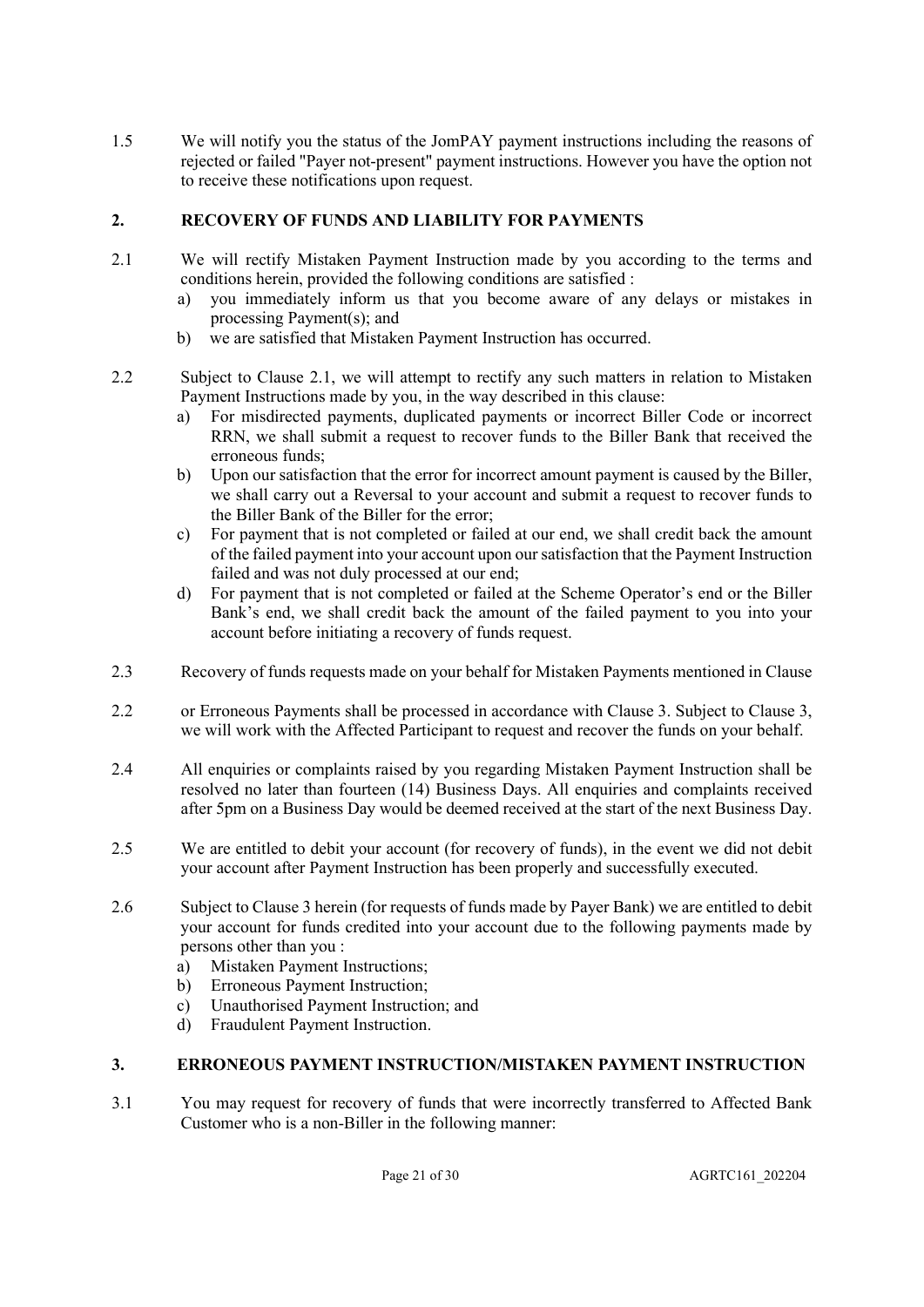1.5 We will notify you the status of the JomPAY payment instructions including the reasons of rejected or failed "Payer not-present" payment instructions. However you have the option not to receive these notifications upon request.

## 2. RECOVERY OF FUNDS AND LIABILITY FOR PAYMENTS

2.1 We will rectify Mistaken Payment Instruction made by you according to the terms and conditions herein, provided the following conditions are satisfied :

a) you immediately inform us that you become aware of any delays or mistakes in processing Payment(s); and
b) we are satisfied that Mistaken Payment Instruction has occurred.

2.2 Subject to Clause 2.1, we will attempt to rectify any such matters in relation to Mistaken Payment Instructions made by you, in the way described in this clause:

a) For misdirected payments, duplicated payments or incorrect Biller Code or incorrect RRN, we shall submit a request to recover funds to the Biller Bank that received the erroneous funds;
b) Upon our satisfaction that the error for incorrect amount payment is caused by the Biller, we shall carry out a Reversal to your account and submit a request to recover funds to the Biller Bank of the Biller for the error;
c) For payment that is not completed or failed at our end, we shall credit back the amount of the failed payment into your account upon our satisfaction that the Payment Instruction failed and was not duly processed at our end;
d) For payment that is not completed or failed at the Scheme Operator's end or the Biller Bank's end, we shall credit back the amount of the failed payment to you into your account before initiating a recovery of funds request.

2.3 Recovery of funds requests made on your behalf for Mistaken Payments mentioned in Clause 2.2 or Erroneous Payments shall be processed in accordance with Clause 3. Subject to Clause 3, we will work with the Affected Participant to request and recover the funds on your behalf.

2.4 All enquiries or complaints raised by you regarding Mistaken Payment Instruction shall be resolved no later than fourteen (14) Business Days. All enquiries and complaints received after 5pm on a Business Day would be deemed received at the start of the next Business Day.

2.5 We are entitled to debit your account (for recovery of funds), in the event we did not debit your account after Payment Instruction has been properly and successfully executed.

2.6 Subject to Clause 3 herein (for requests of funds made by Payer Bank) we are entitled to debit your account for funds credited into your account due to the following payments made by persons other than you :

a) Mistaken Payment Instructions;
b) Erroneous Payment Instruction;
c) Unauthorised Payment Instruction; and
d) Fraudulent Payment Instruction.

## 3. ERRONEOUS PAYMENT INSTRUCTION/MISTAKEN PAYMENT INSTRUCTION

3.1 You may request for recovery of funds that were incorrectly transferred to Affected Bank Customer who is a non-Biller in the following manner: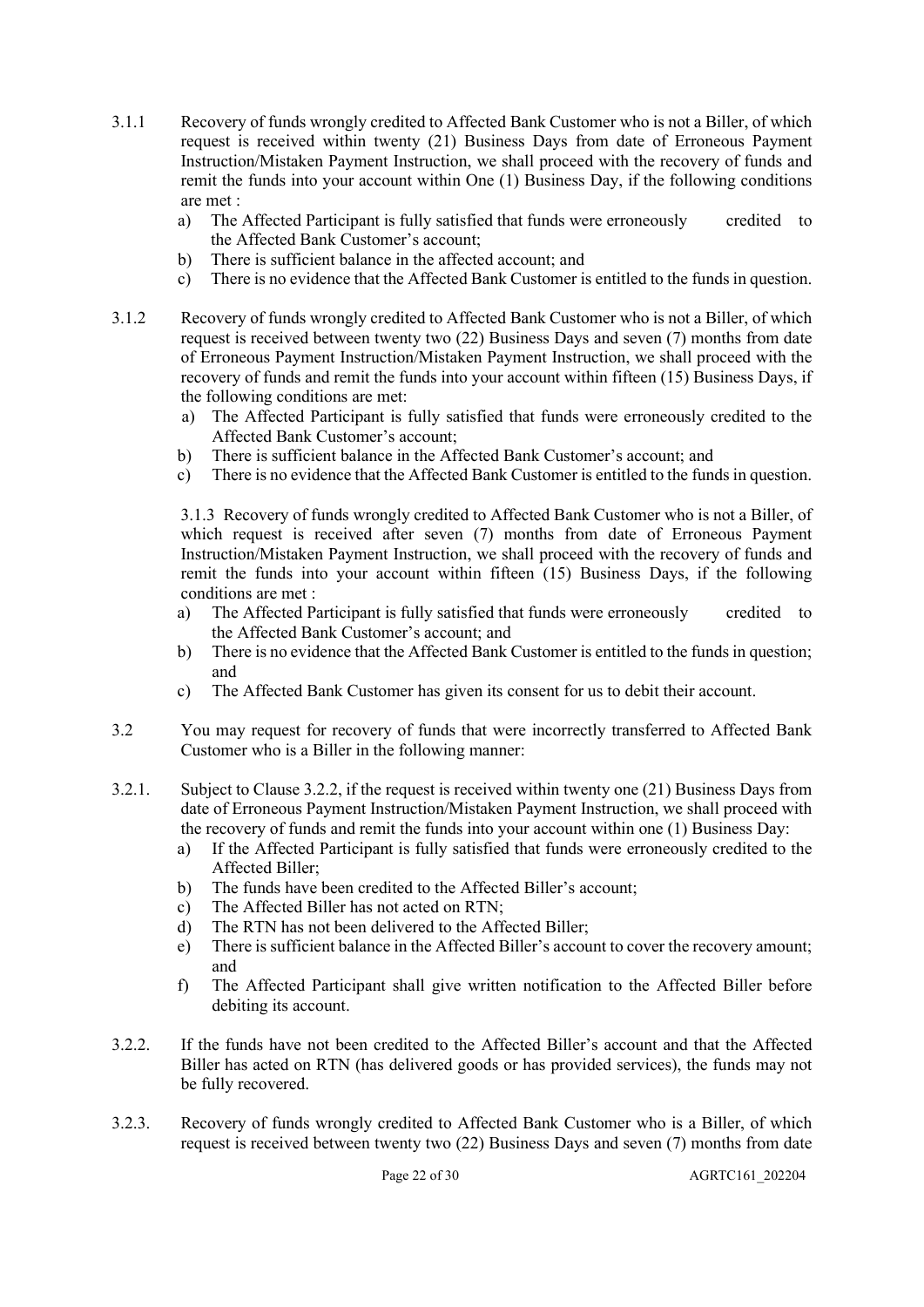3.1.1 Recovery of funds wrongly credited to Affected Bank Customer who is not a Biller, of which request is received within twenty (21) Business Days from date of Erroneous Payment Instruction/Mistaken Payment Instruction, we shall proceed with the recovery of funds and remit the funds into your account within One (1) Business Day, if the following conditions are met :

a) The Affected Participant is fully satisfied that funds were erroneously credited to the Affected Bank Customer's account;
b) There is sufficient balance in the affected account; and
c) There is no evidence that the Affected Bank Customer is entitled to the funds in question.

3.1.2 Recovery of funds wrongly credited to Affected Bank Customer who is not a Biller, of which request is received between twenty two (22) Business Days and seven (7) months from date of Erroneous Payment Instruction/Mistaken Payment Instruction, we shall proceed with the recovery of funds and remit the funds into your account within fifteen (15) Business Days, if the following conditions are met:

a) The Affected Participant is fully satisfied that funds were erroneously credited to the Affected Bank Customer's account;
b) There is sufficient balance in the Affected Bank Customer's account; and
c) There is no evidence that the Affected Bank Customer is entitled to the funds in question.

3.1.3 Recovery of funds wrongly credited to Affected Bank Customer who is not a Biller, of which request is received after seven (7) months from date of Erroneous Payment Instruction/Mistaken Payment Instruction, we shall proceed with the recovery of funds and remit the funds into your account within fifteen (15) Business Days, if the following conditions are met :

a) The Affected Participant is fully satisfied that funds were erroneously credited to the Affected Bank Customer's account; and
b) There is no evidence that the Affected Bank Customer is entitled to the funds in question; and
c) The Affected Bank Customer has given its consent for us to debit their account.

3.2 You may request for recovery of funds that were incorrectly transferred to Affected Bank Customer who is a Biller in the following manner:

3.2.1. Subject to Clause 3.2.2, if the request is received within twenty one (21) Business Days from date of Erroneous Payment Instruction/Mistaken Payment Instruction, we shall proceed with the recovery of funds and remit the funds into your account within one (1) Business Day:

a) If the Affected Participant is fully satisfied that funds were erroneously credited to the Affected Biller;
b) The funds have been credited to the Affected Biller's account;
c) The Affected Biller has not acted on RTN;
d) The RTN has not been delivered to the Affected Biller;
e) There is sufficient balance in the Affected Biller's account to cover the recovery amount; and
f) The Affected Participant shall give written notification to the Affected Biller before debiting its account.

3.2.2. If the funds have not been credited to the Affected Biller's account and that the Affected Biller has acted on RTN (has delivered goods or has provided services), the funds may not be fully recovered.

3.2.3. Recovery of funds wrongly credited to Affected Bank Customer who is a Biller, of which request is received between twenty two (22) Business Days and seven (7) months from date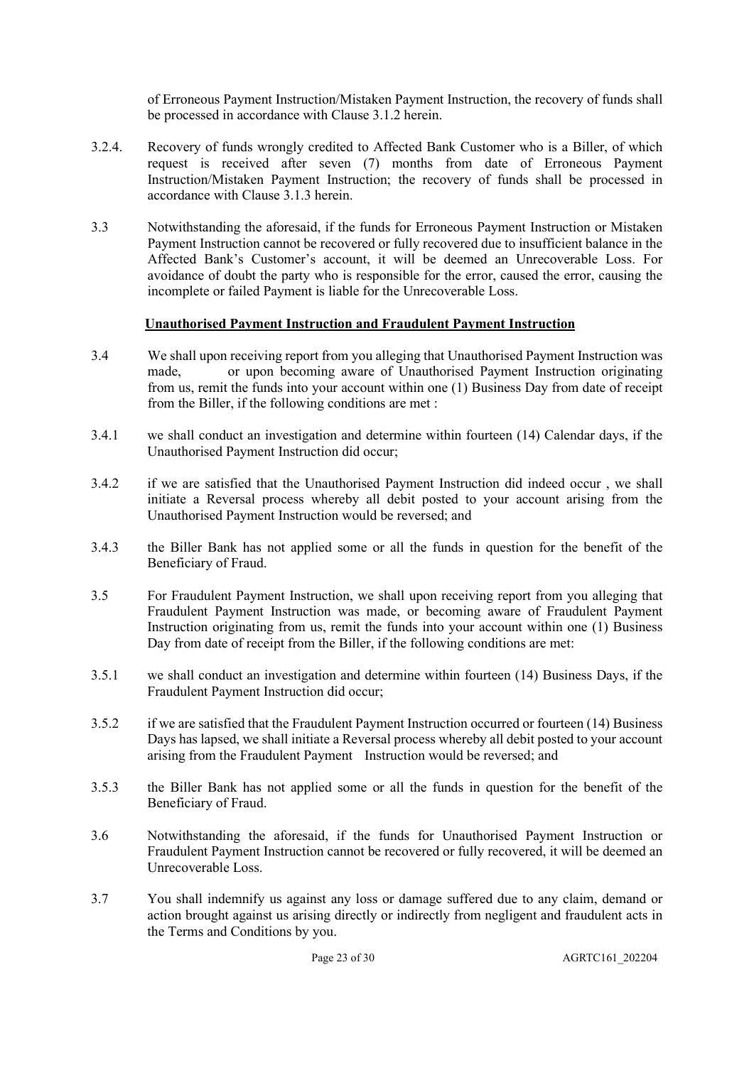of Erroneous Payment Instruction/Mistaken Payment Instruction, the recovery of funds shall be processed in accordance with Clause 3.1.2 herein.

3.2.4. Recovery of funds wrongly credited to Affected Bank Customer who is a Biller, of which request is received after seven (7) months from date of Erroneous Payment Instruction/Mistaken Payment Instruction; the recovery of funds shall be processed in accordance with Clause 3.1.3 herein.

3.3 Notwithstanding the aforesaid, if the funds for Erroneous Payment Instruction or Mistaken Payment Instruction cannot be recovered or fully recovered due to insufficient balance in the Affected Bank's Customer's account, it will be deemed an Unrecoverable Loss. For avoidance of doubt the party who is responsible for the error, caused the error, causing the incomplete or failed Payment is liable for the Unrecoverable Loss.

**Unauthorised Payment Instruction and Fraudulent Payment Instruction**

3.4 We shall upon receiving report from you alleging that Unauthorised Payment Instruction was made, or upon becoming aware of Unauthorised Payment Instruction originating from us, remit the funds into your account within one (1) Business Day from date of receipt from the Biller, if the following conditions are met :

3.4.1 we shall conduct an investigation and determine within fourteen (14) Calendar days, if the Unauthorised Payment Instruction did occur;

3.4.2 if we are satisfied that the Unauthorised Payment Instruction did indeed occur , we shall initiate a Reversal process whereby all debit posted to your account arising from the Unauthorised Payment Instruction would be reversed; and

3.4.3 the Biller Bank has not applied some or all the funds in question for the benefit of the Beneficiary of Fraud.

3.5 For Fraudulent Payment Instruction, we shall upon receiving report from you alleging that Fraudulent Payment Instruction was made, or becoming aware of Fraudulent Payment Instruction originating from us, remit the funds into your account within one (1) Business Day from date of receipt from the Biller, if the following conditions are met:

3.5.1 we shall conduct an investigation and determine within fourteen (14) Business Days, if the Fraudulent Payment Instruction did occur;

3.5.2 if we are satisfied that the Fraudulent Payment Instruction occurred or fourteen (14) Business Days has lapsed, we shall initiate a Reversal process whereby all debit posted to your account arising from the Fraudulent Payment Instruction would be reversed; and

3.5.3 the Biller Bank has not applied some or all the funds in question for the benefit of the Beneficiary of Fraud.

3.6 Notwithstanding the aforesaid, if the funds for Unauthorised Payment Instruction or Fraudulent Payment Instruction cannot be recovered or fully recovered, it will be deemed an Unrecoverable Loss.

3.7 You shall indemnify us against any loss or damage suffered due to any claim, demand or action brought against us arising directly or indirectly from negligent and fraudulent acts in the Terms and Conditions by you.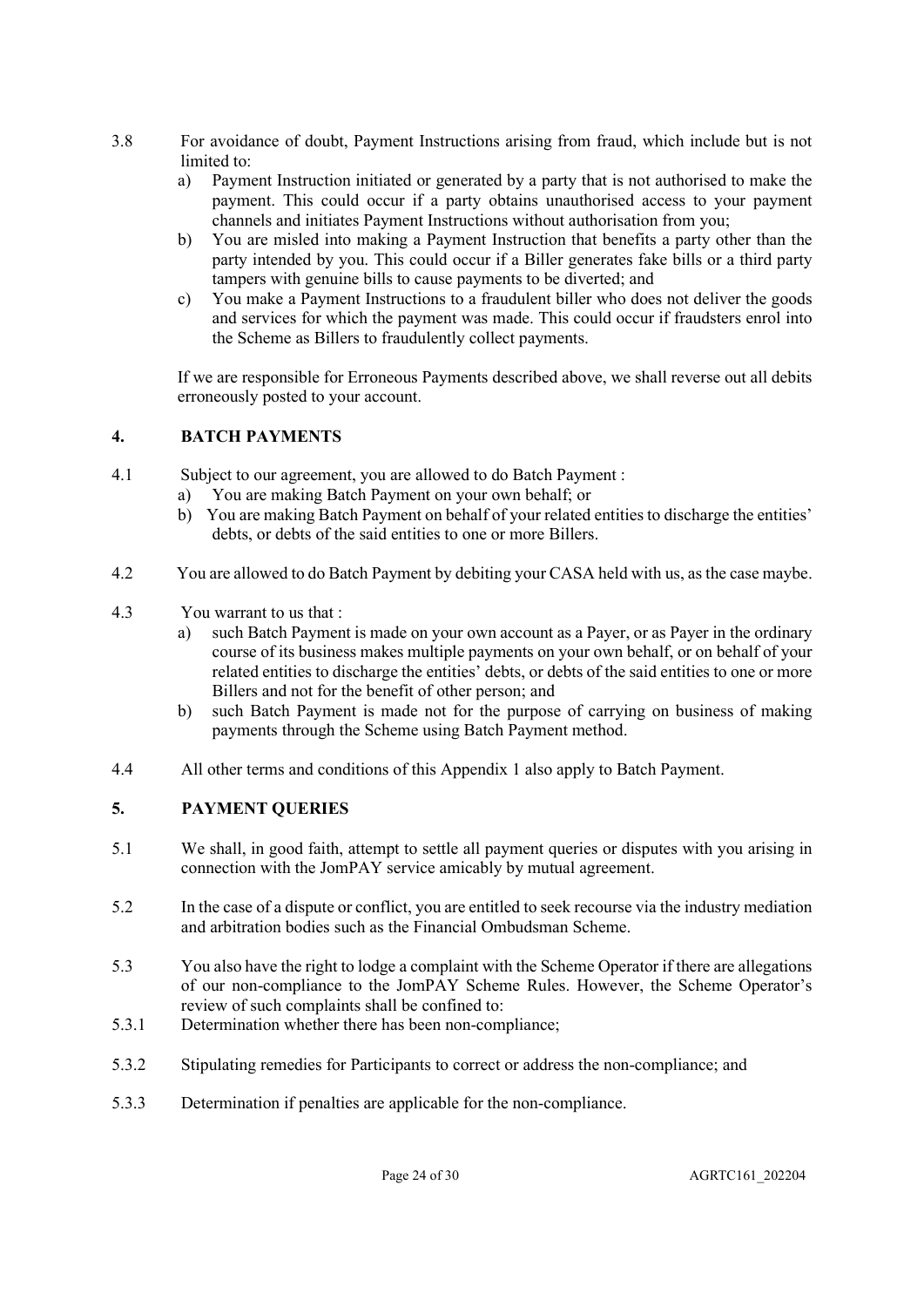3.8 For avoidance of doubt, Payment Instructions arising from fraud, which include but is not limited to:

a) Payment Instruction initiated or generated by a party that is not authorised to make the payment. This could occur if a party obtains unauthorised access to your payment channels and initiates Payment Instructions without authorisation from you;
b) You are misled into making a Payment Instruction that benefits a party other than the party intended by you. This could occur if a Biller generates fake bills or a third party tampers with genuine bills to cause payments to be diverted; and
c) You make a Payment Instructions to a fraudulent biller who does not deliver the goods and services for which the payment was made. This could occur if fraudsters enrol into the Scheme as Billers to fraudulently collect payments.

If we are responsible for Erroneous Payments described above, we shall reverse out all debits erroneously posted to your account.

## 4. BATCH PAYMENTS

4.1 Subject to our agreement, you are allowed to do Batch Payment :

a) You are making Batch Payment on your own behalf; or
b) You are making Batch Payment on behalf of your related entities to discharge the entities' debts, or debts of the said entities to one or more Billers.

4.2 You are allowed to do Batch Payment by debiting your CASA held with us, as the case maybe.

4.3 You warrant to us that :

a) such Batch Payment is made on your own account as a Payer, or as Payer in the ordinary course of its business makes multiple payments on your own behalf, or on behalf of your related entities to discharge the entities' debts, or debts of the said entities to one or more Billers and not for the benefit of other person; and
b) such Batch Payment is made not for the purpose of carrying on business of making payments through the Scheme using Batch Payment method.

4.4 All other terms and conditions of this Appendix 1 also apply to Batch Payment.

## 5. PAYMENT QUERIES

5.1 We shall, in good faith, attempt to settle all payment queries or disputes with you arising in connection with the JomPAY service amicably by mutual agreement.

5.2 In the case of a dispute or conflict, you are entitled to seek recourse via the industry mediation and arbitration bodies such as the Financial Ombudsman Scheme.

5.3 You also have the right to lodge a complaint with the Scheme Operator if there are allegations of our non-compliance to the JomPAY Scheme Rules. However, the Scheme Operator's review of such complaints shall be confined to:

5.3.1 Determination whether there has been non-compliance;

5.3.2 Stipulating remedies for Participants to correct or address the non-compliance; and

5.3.3 Determination if penalties are applicable for the non-compliance.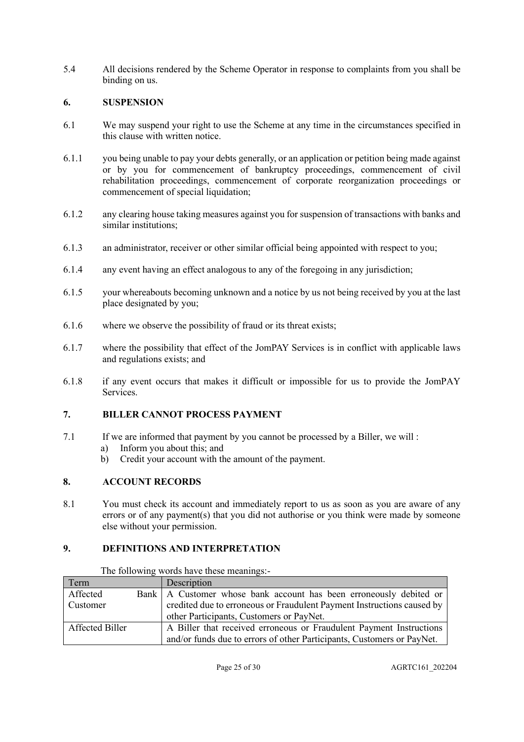5.4 All decisions rendered by the Scheme Operator in response to complaints from you shall be binding on us.

## 6. SUSPENSION

6.1 We may suspend your right to use the Scheme at any time in the circumstances specified in this clause with written notice.

6.1.1 you being unable to pay your debts generally, or an application or petition being made against or by you for commencement of bankruptcy proceedings, commencement of civil rehabilitation proceedings, commencement of corporate reorganization proceedings or commencement of special liquidation;

6.1.2 any clearing house taking measures against you for suspension of transactions with banks and similar institutions;

6.1.3 an administrator, receiver or other similar official being appointed with respect to you;

6.1.4 any event having an effect analogous to any of the foregoing in any jurisdiction;

6.1.5 your whereabouts becoming unknown and a notice by us not being received by you at the last place designated by you;

6.1.6 where we observe the possibility of fraud or its threat exists;

6.1.7 where the possibility that effect of the JomPAY Services is in conflict with applicable laws and regulations exists; and

6.1.8 if any event occurs that makes it difficult or impossible for us to provide the JomPAY Services.

## 7. BILLER CANNOT PROCESS PAYMENT

7.1 If we are informed that payment by you cannot be processed by a Biller, we will :

a) Inform you about this; and
b) Credit your account with the amount of the payment.

## 8. ACCOUNT RECORDS

8.1 You must check its account and immediately report to us as soon as you are aware of any errors or of any payment(s) that you did not authorise or you think were made by someone else without your permission.

## 9. DEFINITIONS AND INTERPRETATION

The following words have these meanings:-

| Term | Description |
|---|---|
| Affected Bank Customer | A Customer whose bank account has been erroneously debited or credited due to erroneous or Fraudulent Payment Instructions caused by other Participants, Customers or PayNet. |
| Affected Biller | A Biller that received erroneous or Fraudulent Payment Instructions and/or funds due to errors of other Participants, Customers or PayNet. |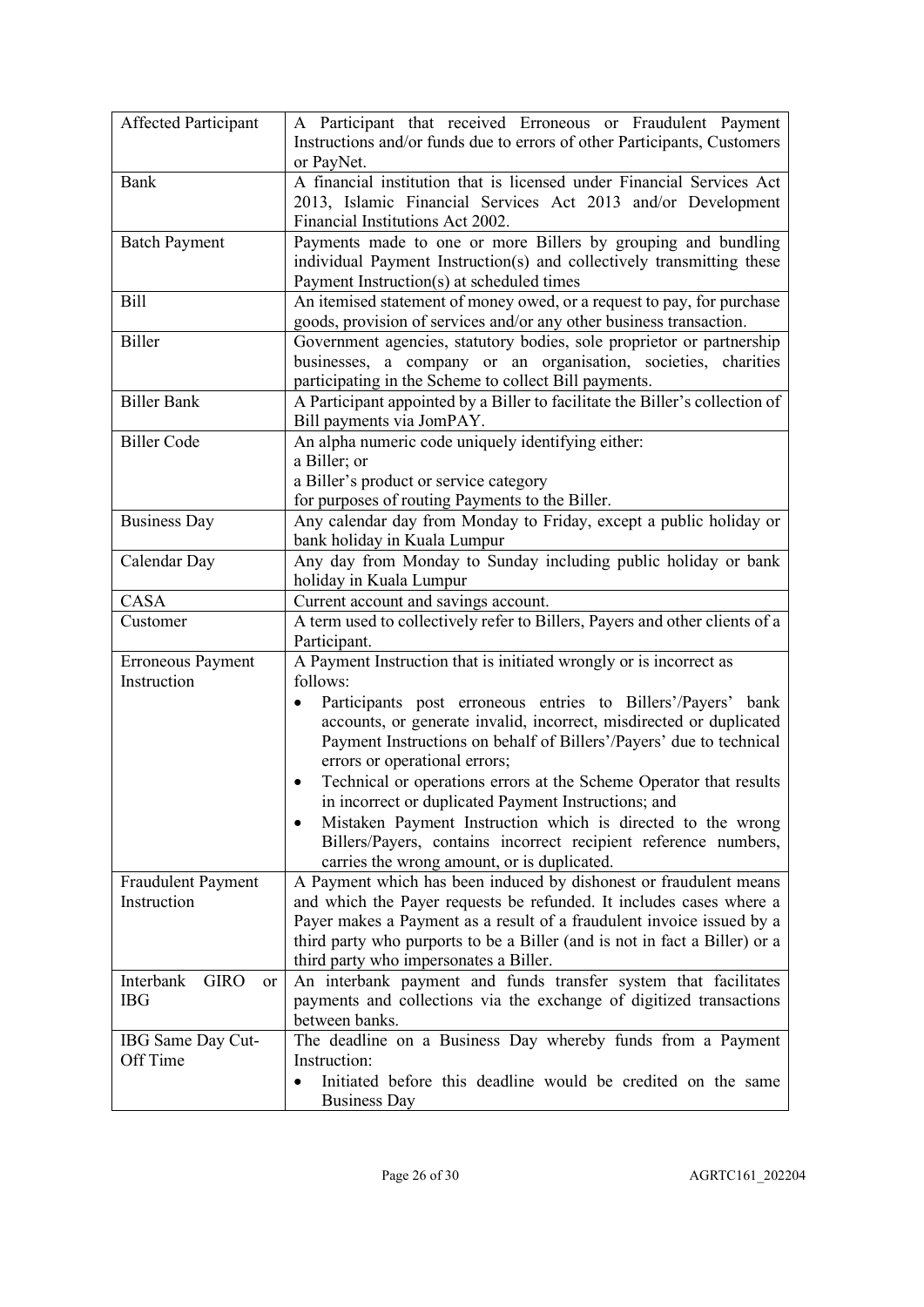| Affected Participant | A Participant that received Erroneous or Fraudulent Payment Instructions and/or funds due to errors of other Participants, Customers or PayNet. |
|---|---|
| Bank | A financial institution that is licensed under Financial Services Act 2013, Islamic Financial Services Act 2013 and/or Development Financial Institutions Act 2002. |
| Batch Payment | Payments made to one or more Billers by grouping and bundling individual Payment Instruction(s) and collectively transmitting these Payment Instruction(s) at scheduled times |
| Bill | An itemised statement of money owed, or a request to pay, for purchase goods, provision of services and/or any other business transaction. |
| Biller | Government agencies, statutory bodies, sole proprietor or partnership businesses, a company or an organisation, societies, charities participating in the Scheme to collect Bill payments. |
| Biller Bank | A Participant appointed by a Biller to facilitate the Biller's collection of Bill payments via JomPAY. |
| Biller Code | An alpha numeric code uniquely identifying either:<br>a Biller; or<br>a Biller's product or service category<br>for purposes of routing Payments to the Biller. |
| Business Day | Any calendar day from Monday to Friday, except a public holiday or bank holiday in Kuala Lumpur |
| Calendar Day | Any day from Monday to Sunday including public holiday or bank holiday in Kuala Lumpur |
| CASA | Current account and savings account. |
| Customer | A term used to collectively refer to Billers, Payers and other clients of a Participant. |
| Erroneous Payment Instruction | A Payment Instruction that is initiated wrongly or is incorrect as follows:<br>• Participants post erroneous entries to Billers'/Payers' bank accounts, or generate invalid, incorrect, misdirected or duplicated Payment Instructions on behalf of Billers'/Payers' due to technical errors or operational errors;<br>• Technical or operations errors at the Scheme Operator that results in incorrect or duplicated Payment Instructions; and<br>• Mistaken Payment Instruction which is directed to the wrong Billers/Payers, contains incorrect recipient reference numbers, carries the wrong amount, or is duplicated. |
| Fraudulent Payment Instruction | A Payment which has been induced by dishonest or fraudulent means and which the Payer requests be refunded. It includes cases where a Payer makes a Payment as a result of a fraudulent invoice issued by a third party who purports to be a Biller (and is not in fact a Biller) or a third party who impersonates a Biller. |
| Interbank GIRO or IBG | An interbank payment and funds transfer system that facilitates payments and collections via the exchange of digitized transactions between banks. |
| IBG Same Day Cut-Off Time | The deadline on a Business Day whereby funds from a Payment Instruction:<br>• Initiated before this deadline would be credited on the same Business Day |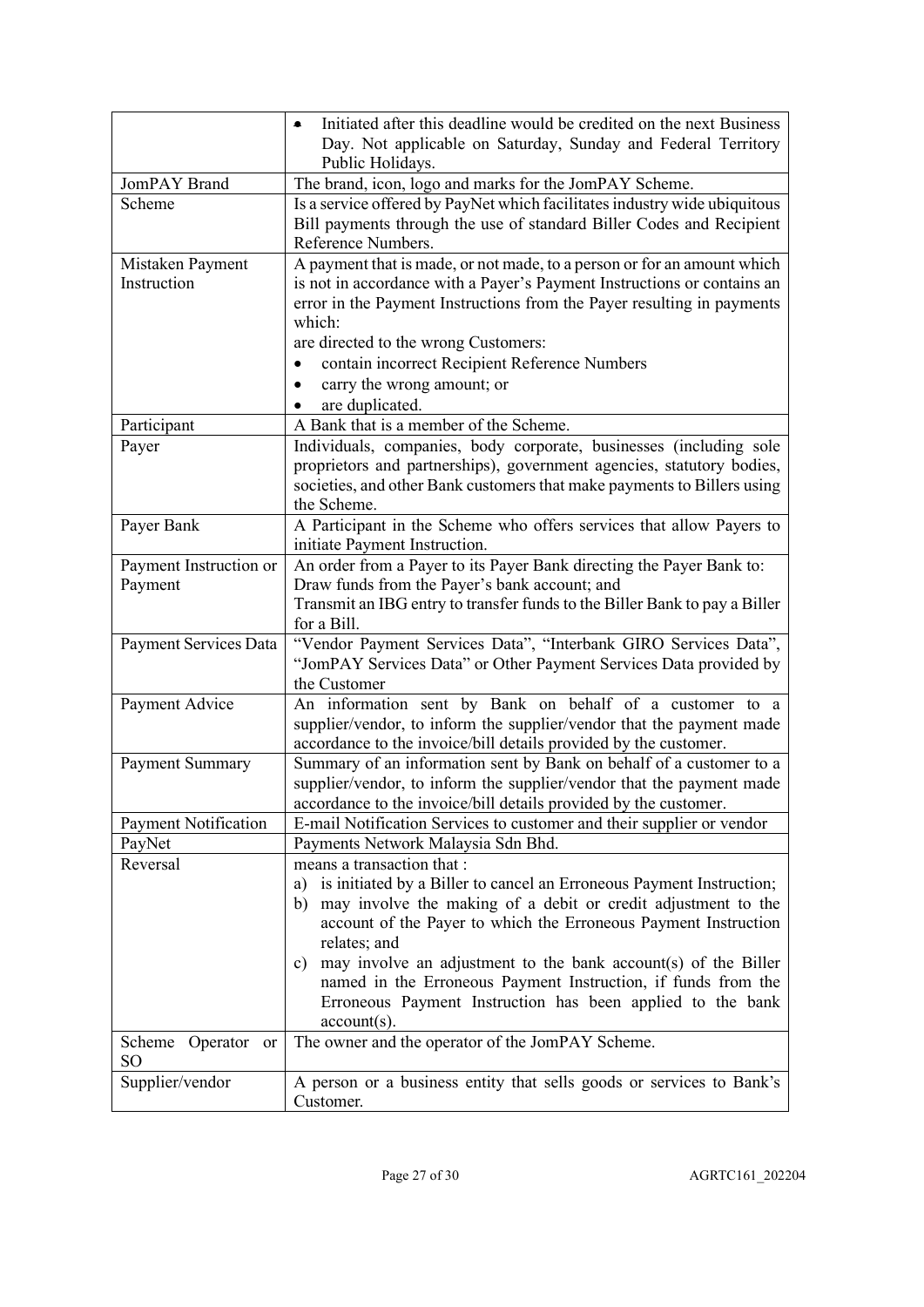| | |
|---|---|
| | • Initiated after this deadline would be credited on the next Business Day. Not applicable on Saturday, Sunday and Federal Territory Public Holidays. |
| JomPAY Brand | The brand, icon, logo and marks for the JomPAY Scheme. |
| Scheme | Is a service offered by PayNet which facilitates industry wide ubiquitous Bill payments through the use of standard Biller Codes and Recipient Reference Numbers. |
| Mistaken Payment Instruction | A payment that is made, or not made, to a person or for an amount which is not in accordance with a Payer's Payment Instructions or contains an error in the Payment Instructions from the Payer resulting in payments which:<br>are directed to the wrong Customers:<br>• contain incorrect Recipient Reference Numbers<br>• carry the wrong amount; or<br>• are duplicated. |
| Participant | A Bank that is a member of the Scheme. |
| Payer | Individuals, companies, body corporate, businesses (including sole proprietors and partnerships), government agencies, statutory bodies, societies, and other Bank customers that make payments to Billers using the Scheme. |
| Payer Bank | A Participant in the Scheme who offers services that allow Payers to initiate Payment Instruction. |
| Payment Instruction or Payment | An order from a Payer to its Payer Bank directing the Payer Bank to:<br>Draw funds from the Payer's bank account; and<br>Transmit an IBG entry to transfer funds to the Biller Bank to pay a Biller for a Bill. |
| Payment Services Data | "Vendor Payment Services Data", "Interbank GIRO Services Data", "JomPAY Services Data" or Other Payment Services Data provided by the Customer |
| Payment Advice | An information sent by Bank on behalf of a customer to a supplier/vendor, to inform the supplier/vendor that the payment made accordance to the invoice/bill details provided by the customer. |
| Payment Summary | Summary of an information sent by Bank on behalf of a customer to a supplier/vendor, to inform the supplier/vendor that the payment made accordance to the invoice/bill details provided by the customer. |
| Payment Notification | E-mail Notification Services to customer and their supplier or vendor |
| PayNet | Payments Network Malaysia Sdn Bhd. |
| Reversal | means a transaction that :<br>a) is initiated by a Biller to cancel an Erroneous Payment Instruction;<br>b) may involve the making of a debit or credit adjustment to the account of the Payer to which the Erroneous Payment Instruction relates; and<br>c) may involve an adjustment to the bank account(s) of the Biller named in the Erroneous Payment Instruction, if funds from the Erroneous Payment Instruction has been applied to the bank account(s). |
| Scheme Operator or SO | The owner and the operator of the JomPAY Scheme. |
| Supplier/vendor | A person or a business entity that sells goods or services to Bank's Customer. |

AGRTC161_202204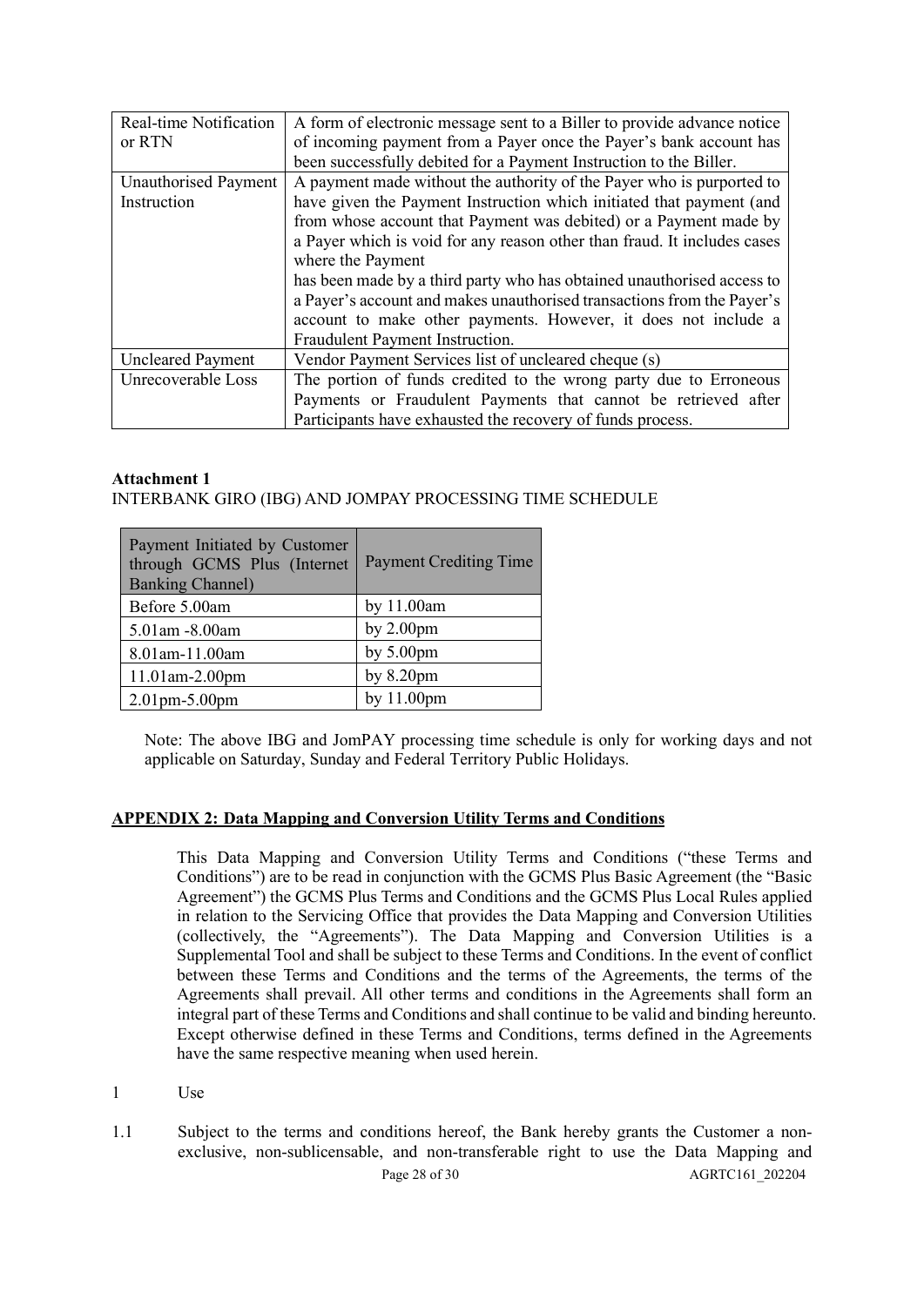| | |
|---|---|
| Real-time Notification or RTN | A form of electronic message sent to a Biller to provide advance notice of incoming payment from a Payer once the Payer's bank account has been successfully debited for a Payment Instruction to the Biller. |
| Unauthorised Payment Instruction | A payment made without the authority of the Payer who is purported to have given the Payment Instruction which initiated that payment (and from whose account that Payment was debited) or a Payment made by a Payer which is void for any reason other than fraud. It includes cases where the Payment has been made by a third party who has obtained unauthorised access to a Payer's account and makes unauthorised transactions from the Payer's account to make other payments. However, it does not include a Fraudulent Payment Instruction. |
| Uncleared Payment | Vendor Payment Services list of uncleared cheque (s) |
| Unrecoverable Loss | The portion of funds credited to the wrong party due to Erroneous Payments or Fraudulent Payments that cannot be retrieved after Participants have exhausted the recovery of funds process. |

**Attachment 1**

INTERBANK GIRO (IBG) AND JOMPAY PROCESSING TIME SCHEDULE

| Payment Initiated by Customer through GCMS Plus (Internet Banking Channel) | Payment Crediting Time |
|---|---|
| Before 5.00am | by 11.00am |
| 5.01am -8.00am | by 2.00pm |
| 8.01am-11.00am | by 5.00pm |
| 11.01am-2.00pm | by 8.20pm |
| 2.01pm-5.00pm | by 11.00pm |

Note: The above IBG and JomPAY processing time schedule is only for working days and not applicable on Saturday, Sunday and Federal Territory Public Holidays.

**APPENDIX 2: Data Mapping and Conversion Utility Terms and Conditions**

This Data Mapping and Conversion Utility Terms and Conditions ("these Terms and Conditions") are to be read in conjunction with the GCMS Plus Basic Agreement (the "Basic Agreement") the GCMS Plus Terms and Conditions and the GCMS Plus Local Rules applied in relation to the Servicing Office that provides the Data Mapping and Conversion Utilities (collectively, the "Agreements"). The Data Mapping and Conversion Utilities is a Supplemental Tool and shall be subject to these Terms and Conditions. In the event of conflict between these Terms and Conditions and the terms of the Agreements, the terms of the Agreements shall prevail. All other terms and conditions in the Agreements shall form an integral part of these Terms and Conditions and shall continue to be valid and binding hereunto. Except otherwise defined in these Terms and Conditions, terms defined in the Agreements have the same respective meaning when used herein.

1 Use

1.1 Subject to the terms and conditions hereof, the Bank hereby grants the Customer a non-exclusive, non-sublicensable, and non-transferable right to use the Data Mapping and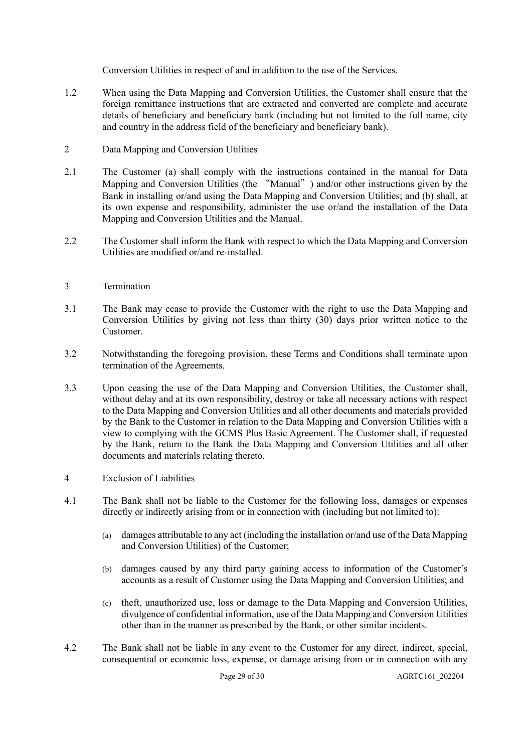Conversion Utilities in respect of and in addition to the use of the Services.

1.2 When using the Data Mapping and Conversion Utilities, the Customer shall ensure that the foreign remittance instructions that are extracted and converted are complete and accurate details of beneficiary and beneficiary bank (including but not limited to the full name, city and country in the address field of the beneficiary and beneficiary bank).

## 2 Data Mapping and Conversion Utilities

2.1 The Customer (a) shall comply with the instructions contained in the manual for Data Mapping and Conversion Utilities (the "Manual") and/or other instructions given by the Bank in installing or/and using the Data Mapping and Conversion Utilities; and (b) shall, at its own expense and responsibility, administer the use or/and the installation of the Data Mapping and Conversion Utilities and the Manual.

2.2 The Customer shall inform the Bank with respect to which the Data Mapping and Conversion Utilities are modified or/and re-installed.

## 3 Termination

3.1 The Bank may cease to provide the Customer with the right to use the Data Mapping and Conversion Utilities by giving not less than thirty (30) days prior written notice to the Customer.

3.2 Notwithstanding the foregoing provision, these Terms and Conditions shall terminate upon termination of the Agreements.

3.3 Upon ceasing the use of the Data Mapping and Conversion Utilities, the Customer shall, without delay and at its own responsibility, destroy or take all necessary actions with respect to the Data Mapping and Conversion Utilities and all other documents and materials provided by the Bank to the Customer in relation to the Data Mapping and Conversion Utilities with a view to complying with the GCMS Plus Basic Agreement. The Customer shall, if requested by the Bank, return to the Bank the Data Mapping and Conversion Utilities and all other documents and materials relating thereto.

## 4 Exclusion of Liabilities

4.1 The Bank shall not be liable to the Customer for the following loss, damages or expenses directly or indirectly arising from or in connection with (including but not limited to):

(a) damages attributable to any act (including the installation or/and use of the Data Mapping and Conversion Utilities) of the Customer;

(b) damages caused by any third party gaining access to information of the Customer's accounts as a result of Customer using the Data Mapping and Conversion Utilities; and

(c) theft, unauthorized use, loss or damage to the Data Mapping and Conversion Utilities, divulgence of confidential information, use of the Data Mapping and Conversion Utilities other than in the manner as prescribed by the Bank, or other similar incidents.

4.2 The Bank shall not be liable in any event to the Customer for any direct, indirect, special, consequential or economic loss, expense, or damage arising from or in connection with any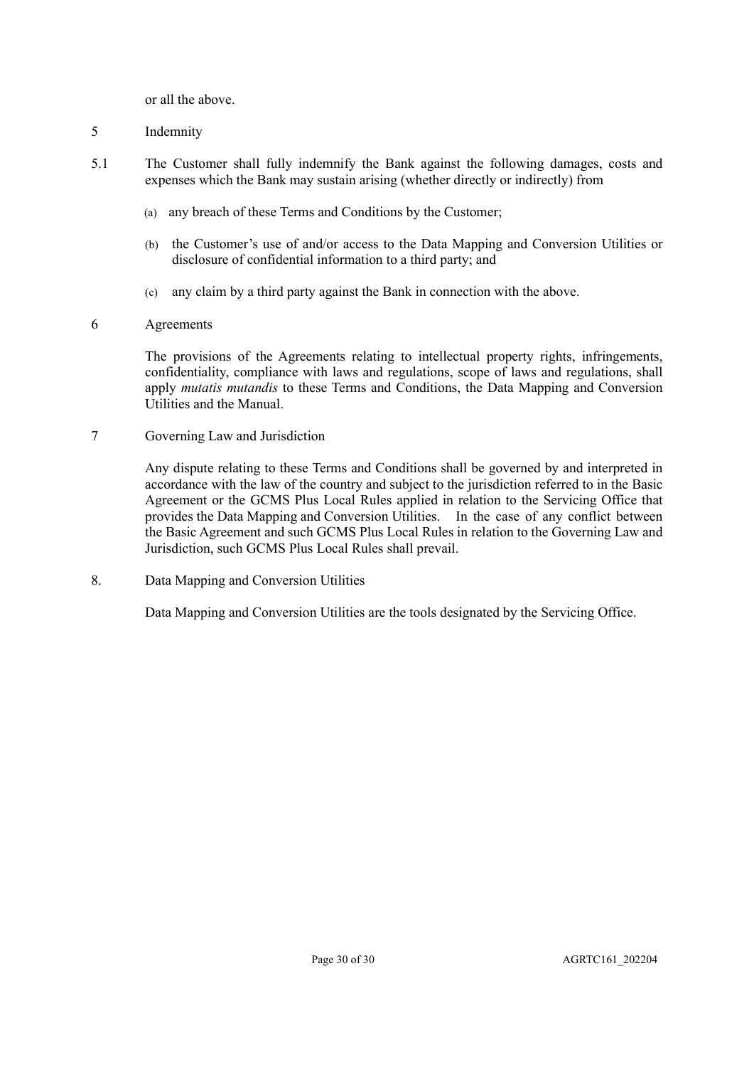or all the above.

5 Indemnity

5.1 The Customer shall fully indemnify the Bank against the following damages, costs and expenses which the Bank may sustain arising (whether directly or indirectly) from

(a) any breach of these Terms and Conditions by the Customer;

(b) the Customer's use of and/or access to the Data Mapping and Conversion Utilities or disclosure of confidential information to a third party; and

(c) any claim by a third party against the Bank in connection with the above.

6 Agreements

The provisions of the Agreements relating to intellectual property rights, infringements, confidentiality, compliance with laws and regulations, scope of laws and regulations, shall apply *mutatis mutandis* to these Terms and Conditions, the Data Mapping and Conversion Utilities and the Manual.

7 Governing Law and Jurisdiction

Any dispute relating to these Terms and Conditions shall be governed by and interpreted in accordance with the law of the country and subject to the jurisdiction referred to in the Basic Agreement or the GCMS Plus Local Rules applied in relation to the Servicing Office that provides the Data Mapping and Conversion Utilities. In the case of any conflict between the Basic Agreement and such GCMS Plus Local Rules in relation to the Governing Law and Jurisdiction, such GCMS Plus Local Rules shall prevail.

8. Data Mapping and Conversion Utilities

Data Mapping and Conversion Utilities are the tools designated by the Servicing Office.

AGRTC161_202204